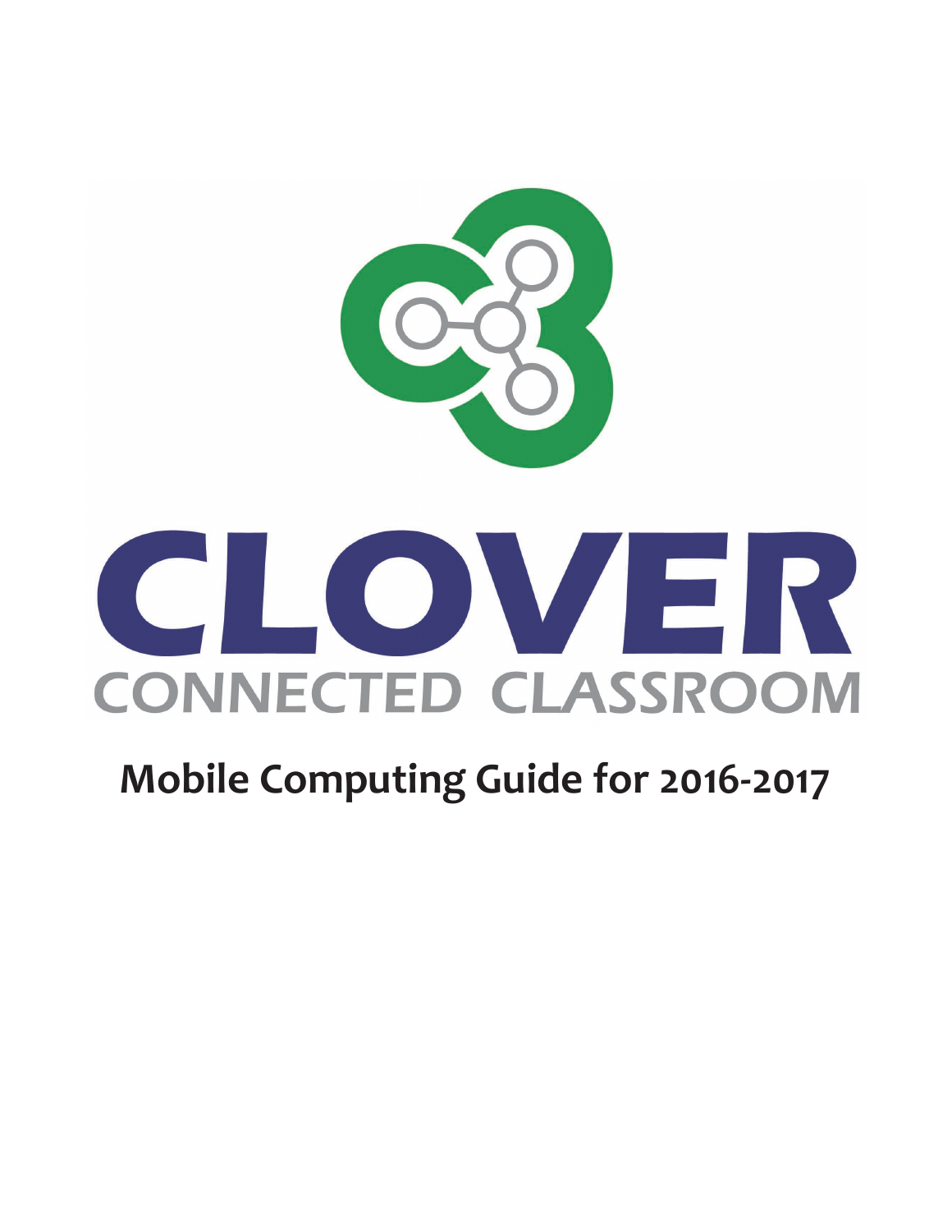# CLOVER

## CONNECTED CLASSROOM

## Mobile Computing Guide for 2016-2017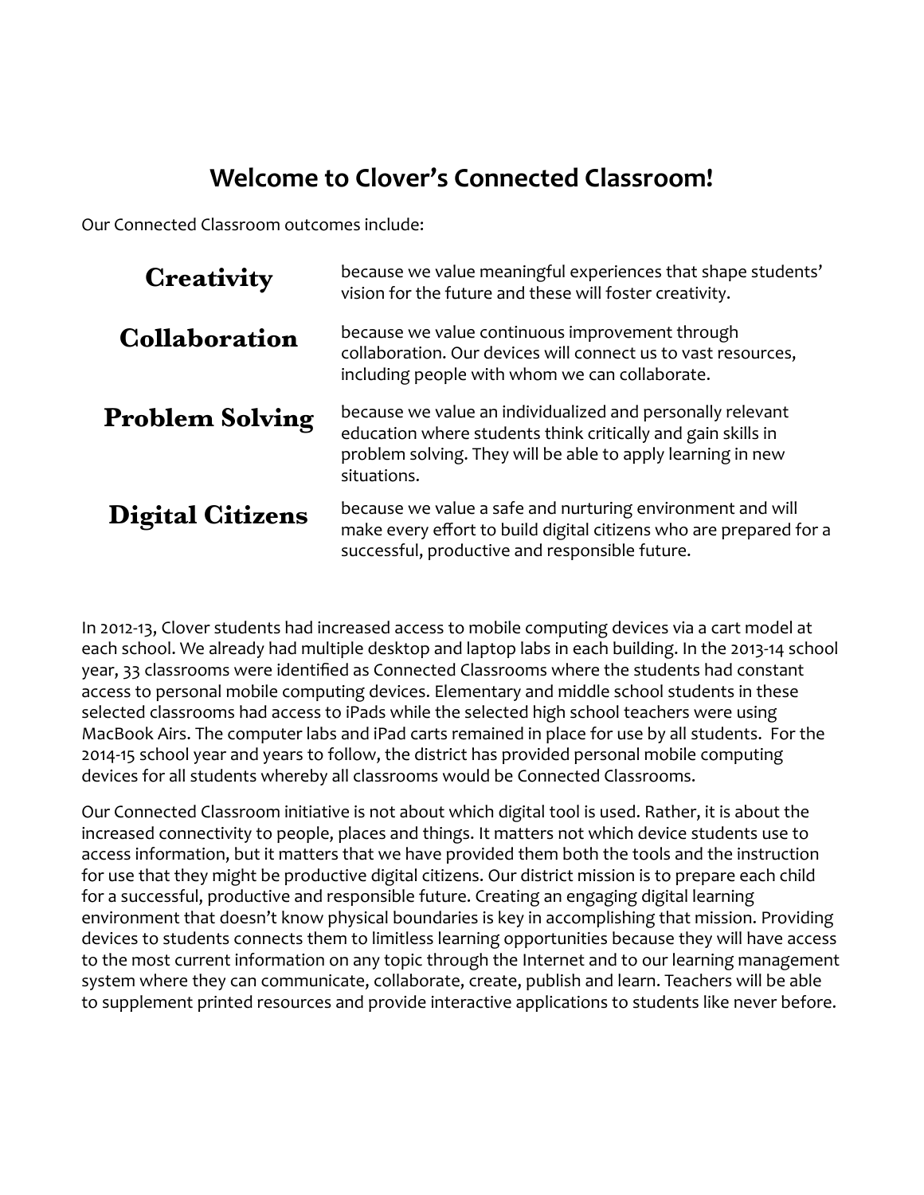# Welcome to Clover's Connected Classroom!

Our Connected Classroom outcomes include:

| | |
|---|---|
| **Creativity** | because we value meaningful experiences that shape students' vision for the future and these will foster creativity. |
| **Collaboration** | because we value continuous improvement through collaboration. Our devices will connect us to vast resources, including people with whom we can collaborate. |
| **Problem Solving** | because we value an individualized and personally relevant education where students think critically and gain skills in problem solving. They will be able to apply learning in new situations. |
| **Digital Citizens** | because we value a safe and nurturing environment and will make every effort to build digital citizens who are prepared for a successful, productive and responsible future. |

In 2012-13, Clover students had increased access to mobile computing devices via a cart model at each school. We already had multiple desktop and laptop labs in each building. In the 2013-14 school year, 33 classrooms were identified as Connected Classrooms where the students had constant access to personal mobile computing devices. Elementary and middle school students in these selected classrooms had access to iPads while the selected high school teachers were using MacBook Airs. The computer labs and iPad carts remained in place for use by all students. For the 2014-15 school year and years to follow, the district has provided personal mobile computing devices for all students whereby all classrooms would be Connected Classrooms.

Our Connected Classroom initiative is not about which digital tool is used. Rather, it is about the increased connectivity to people, places and things. It matters not which device students use to access information, but it matters that we have provided them both the tools and the instruction for use that they might be productive digital citizens. Our district mission is to prepare each child for a successful, productive and responsible future. Creating an engaging digital learning environment that doesn't know physical boundaries is key in accomplishing that mission. Providing devices to students connects them to limitless learning opportunities because they will have access to the most current information on any topic through the Internet and to our learning management system where they can communicate, collaborate, create, publish and learn. Teachers will be able to supplement printed resources and provide interactive applications to students like never before.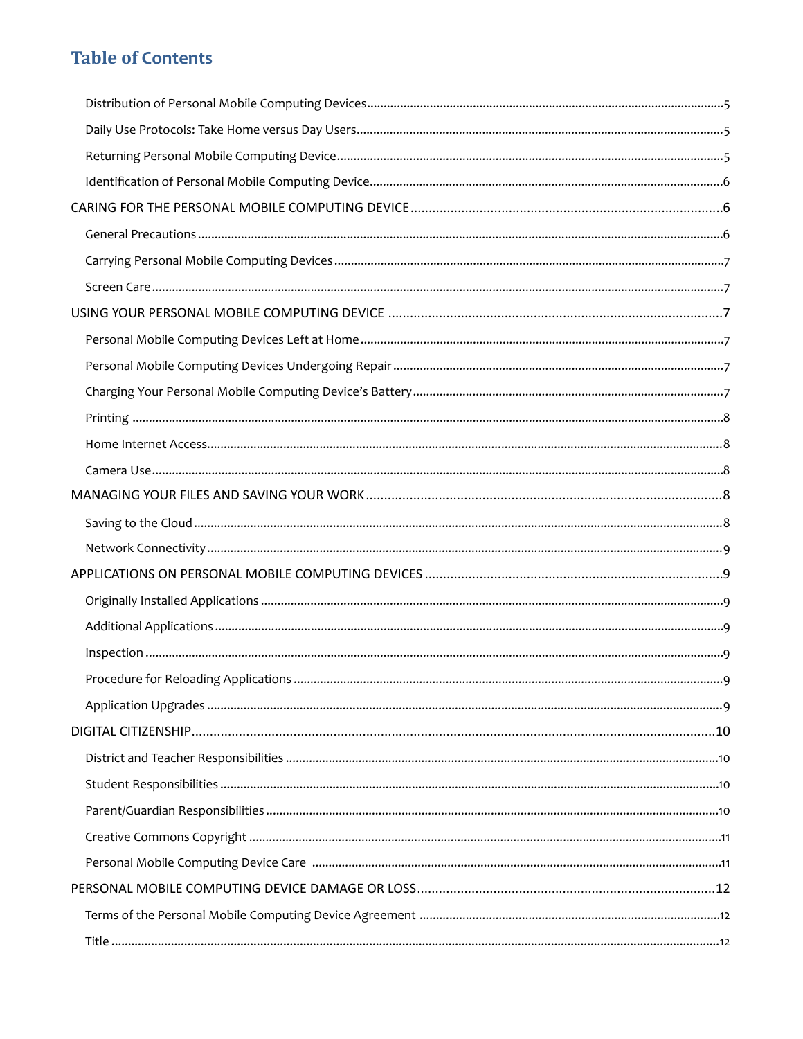## Table of Contents

- Distribution of Personal Mobile Computing Devices ........................................ 5
- Daily Use Protocols: Take Home versus Day Users ........................................ 5
- Returning Personal Mobile Computing Device ........................................ 5
- Identification of Personal Mobile Computing Device ........................................ 6

CARING FOR THE PERSONAL MOBILE COMPUTING DEVICE ........................................ 6

- General Precautions ........................................ 6
- Carrying Personal Mobile Computing Devices ........................................ 7
- Screen Care ........................................ 7

USING YOUR PERSONAL MOBILE COMPUTING DEVICE ........................................ 7

- Personal Mobile Computing Devices Left at Home ........................................ 7
- Personal Mobile Computing Devices Undergoing Repair ........................................ 7
- Charging Your Personal Mobile Computing Device's Battery ........................................ 7
- Printing ........................................ 8
- Home Internet Access ........................................ 8
- Camera Use ........................................ 8

MANAGING YOUR FILES AND SAVING YOUR WORK ........................................ 8

- Saving to the Cloud ........................................ 8
- Network Connectivity ........................................ 9

APPLICATIONS ON PERSONAL MOBILE COMPUTING DEVICES ........................................ 9

- Originally Installed Applications ........................................ 9
- Additional Applications ........................................ 9
- Inspection ........................................ 9
- Procedure for Reloading Applications ........................................ 9
- Application Upgrades ........................................ 9

DIGITAL CITIZENSHIP ........................................ 10

- District and Teacher Responsibilities ........................................ 10
- Student Responsibilities ........................................ 10
- Parent/Guardian Responsibilities ........................................ 10
- Creative Commons Copyright ........................................ 11
- Personal Mobile Computing Device Care ........................................ 11

PERSONAL MOBILE COMPUTING DEVICE DAMAGE OR LOSS ........................................ 12

- Terms of the Personal Mobile Computing Device Agreement ........................................ 12
- Title ........................................ 12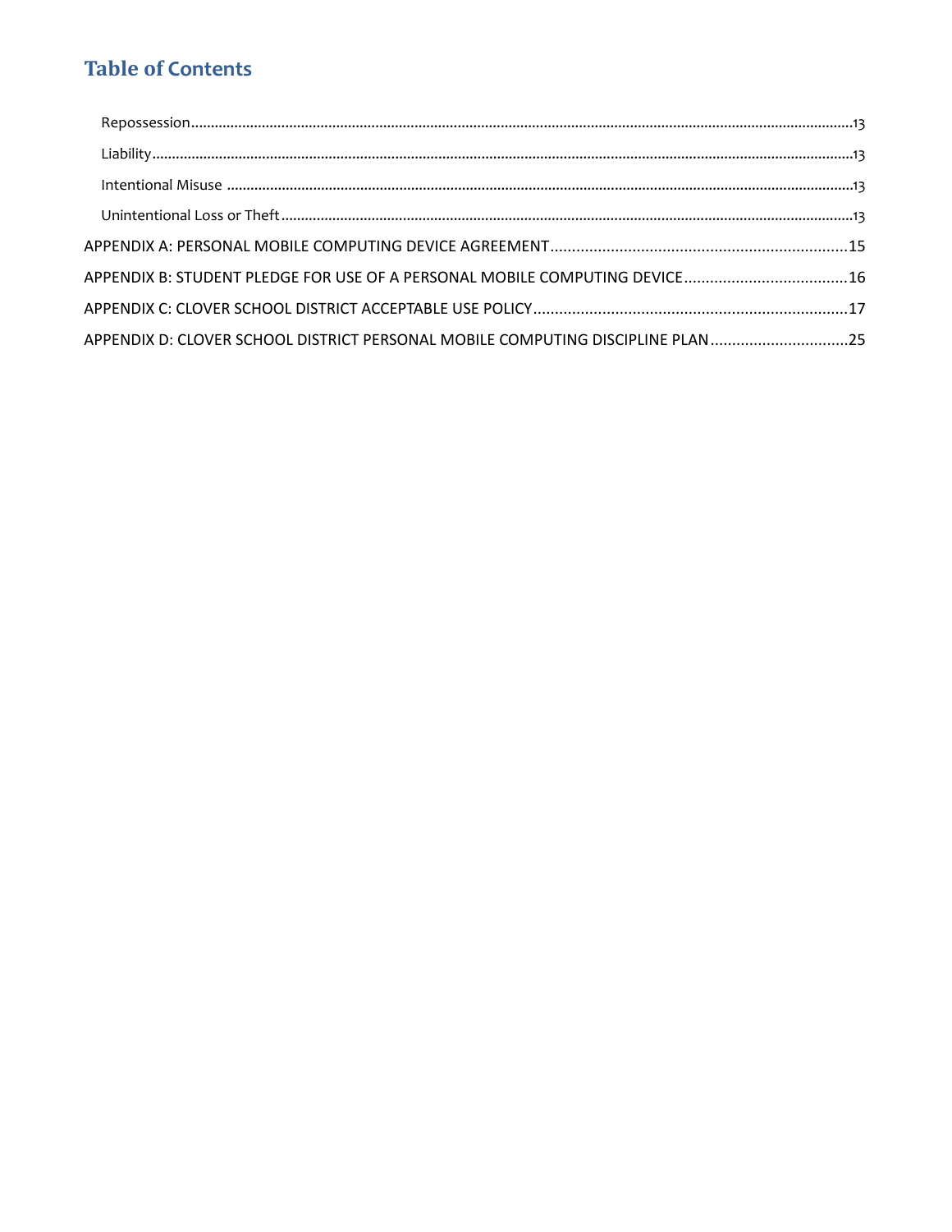## Table of Contents

- Repossession .......................................................... 13
- Liability .......................................................... 13
- Intentional Misuse .......................................................... 13
- Unintentional Loss or Theft .......................................................... 13

APPENDIX A: PERSONAL MOBILE COMPUTING DEVICE AGREEMENT .......................................................... 15

APPENDIX B: STUDENT PLEDGE FOR USE OF A PERSONAL MOBILE COMPUTING DEVICE .......................................................... 16

APPENDIX C: CLOVER SCHOOL DISTRICT ACCEPTABLE USE POLICY .......................................................... 17

APPENDIX D: CLOVER SCHOOL DISTRICT PERSONAL MOBILE COMPUTING DISCIPLINE PLAN .......................................................... 25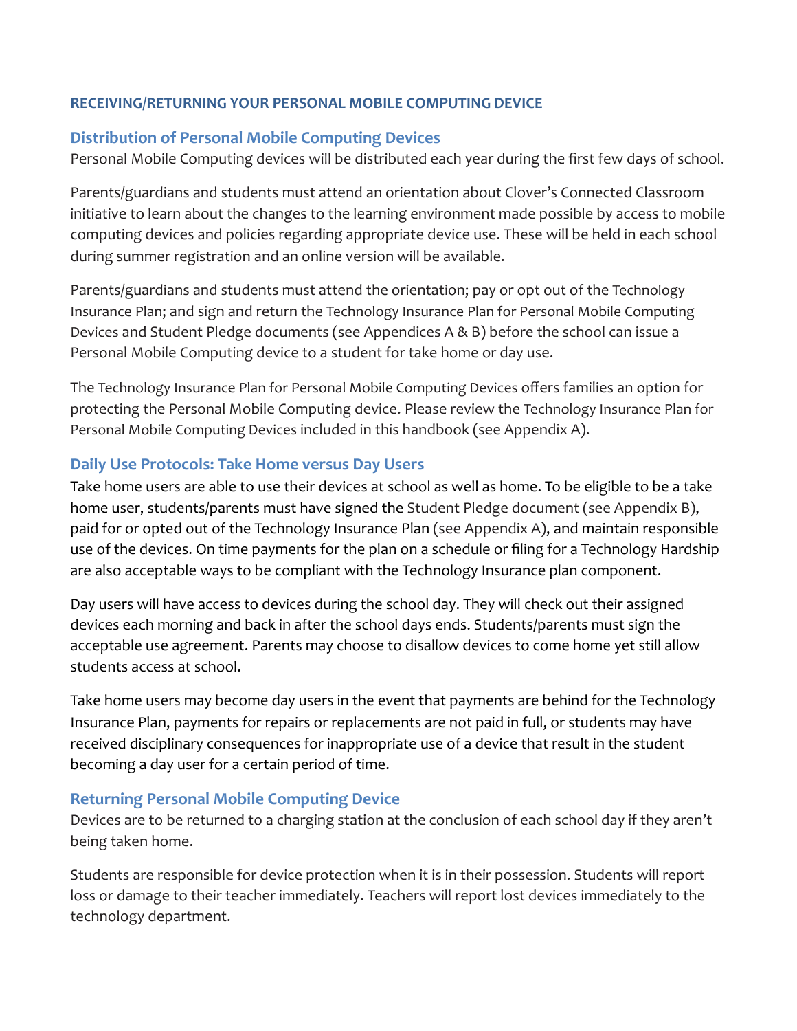## RECEIVING/RETURNING YOUR PERSONAL MOBILE COMPUTING DEVICE

### Distribution of Personal Mobile Computing Devices

Personal Mobile Computing devices will be distributed each year during the first few days of school.

Parents/guardians and students must attend an orientation about Clover's Connected Classroom initiative to learn about the changes to the learning environment made possible by access to mobile computing devices and policies regarding appropriate device use. These will be held in each school during summer registration and an online version will be available.

Parents/guardians and students must attend the orientation; pay or opt out of the Technology Insurance Plan; and sign and return the Technology Insurance Plan for Personal Mobile Computing Devices and Student Pledge documents (see Appendices A & B) before the school can issue a Personal Mobile Computing device to a student for take home or day use.

The Technology Insurance Plan for Personal Mobile Computing Devices offers families an option for protecting the Personal Mobile Computing device. Please review the Technology Insurance Plan for Personal Mobile Computing Devices included in this handbook (see Appendix A).

### Daily Use Protocols: Take Home versus Day Users

Take home users are able to use their devices at school as well as home. To be eligible to be a take home user, students/parents must have signed the Student Pledge document (see Appendix B), paid for or opted out of the Technology Insurance Plan (see Appendix A), and maintain responsible use of the devices. On time payments for the plan on a schedule or filing for a Technology Hardship are also acceptable ways to be compliant with the Technology Insurance plan component.

Day users will have access to devices during the school day. They will check out their assigned devices each morning and back in after the school days ends. Students/parents must sign the acceptable use agreement. Parents may choose to disallow devices to come home yet still allow students access at school.

Take home users may become day users in the event that payments are behind for the Technology Insurance Plan, payments for repairs or replacements are not paid in full, or students may have received disciplinary consequences for inappropriate use of a device that result in the student becoming a day user for a certain period of time.

### Returning Personal Mobile Computing Device

Devices are to be returned to a charging station at the conclusion of each school day if they aren't being taken home.

Students are responsible for device protection when it is in their possession. Students will report loss or damage to their teacher immediately. Teachers will report lost devices immediately to the technology department.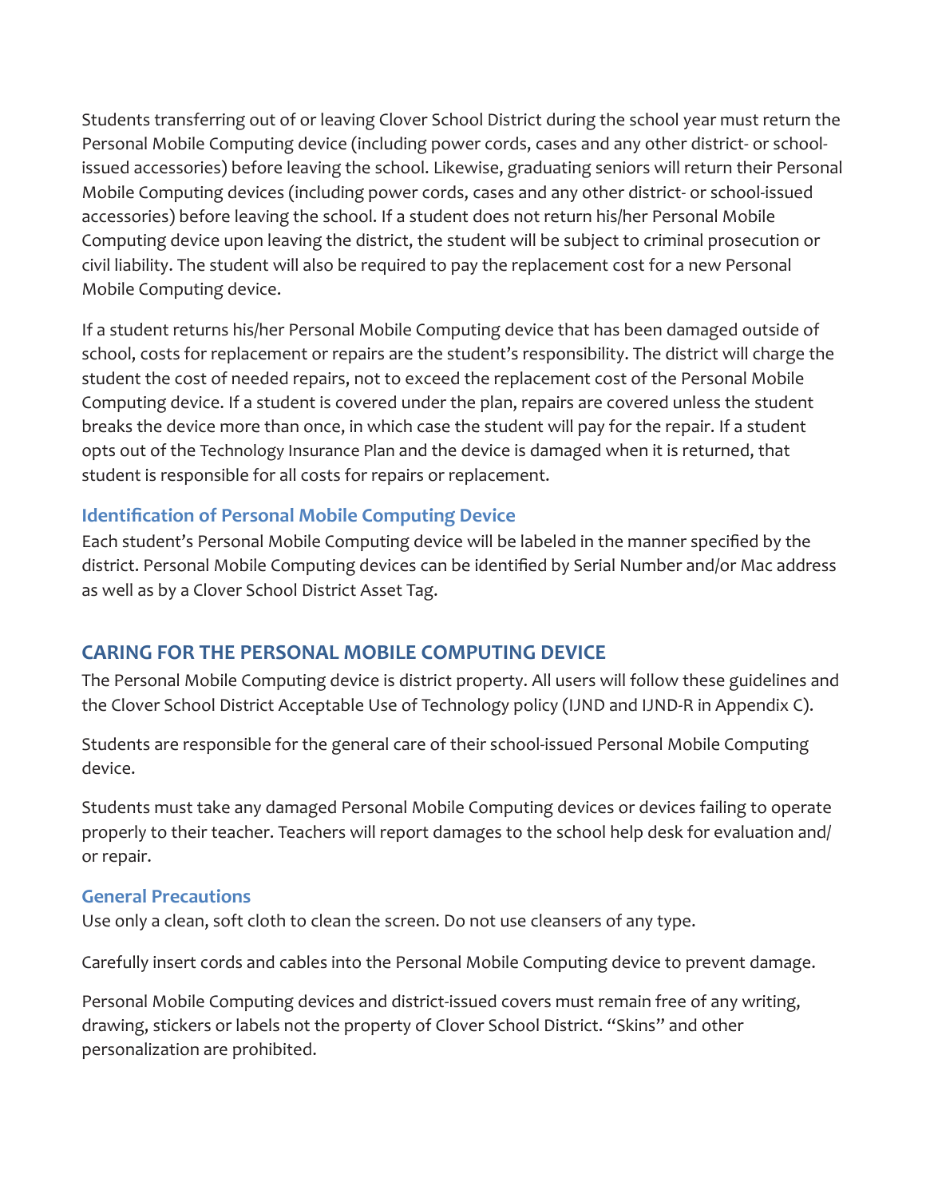Students transferring out of or leaving Clover School District during the school year must return the Personal Mobile Computing device (including power cords, cases and any other district- or school-issued accessories) before leaving the school. Likewise, graduating seniors will return their Personal Mobile Computing devices (including power cords, cases and any other district- or school-issued accessories) before leaving the school. If a student does not return his/her Personal Mobile Computing device upon leaving the district, the student will be subject to criminal prosecution or civil liability. The student will also be required to pay the replacement cost for a new Personal Mobile Computing device.

If a student returns his/her Personal Mobile Computing device that has been damaged outside of school, costs for replacement or repairs are the student's responsibility. The district will charge the student the cost of needed repairs, not to exceed the replacement cost of the Personal Mobile Computing device. If a student is covered under the plan, repairs are covered unless the student breaks the device more than once, in which case the student will pay for the repair. If a student opts out of the Technology Insurance Plan and the device is damaged when it is returned, that student is responsible for all costs for repairs or replacement.

### Identification of Personal Mobile Computing Device

Each student's Personal Mobile Computing device will be labeled in the manner specified by the district. Personal Mobile Computing devices can be identified by Serial Number and/or Mac address as well as by a Clover School District Asset Tag.

## CARING FOR THE PERSONAL MOBILE COMPUTING DEVICE

The Personal Mobile Computing device is district property. All users will follow these guidelines and the Clover School District Acceptable Use of Technology policy (IJND and IJND-R in Appendix C).

Students are responsible for the general care of their school-issued Personal Mobile Computing device.

Students must take any damaged Personal Mobile Computing devices or devices failing to operate properly to their teacher. Teachers will report damages to the school help desk for evaluation and/or repair.

### General Precautions

Use only a clean, soft cloth to clean the screen. Do not use cleansers of any type.

Carefully insert cords and cables into the Personal Mobile Computing device to prevent damage.

Personal Mobile Computing devices and district-issued covers must remain free of any writing, drawing, stickers or labels not the property of Clover School District. "Skins" and other personalization are prohibited.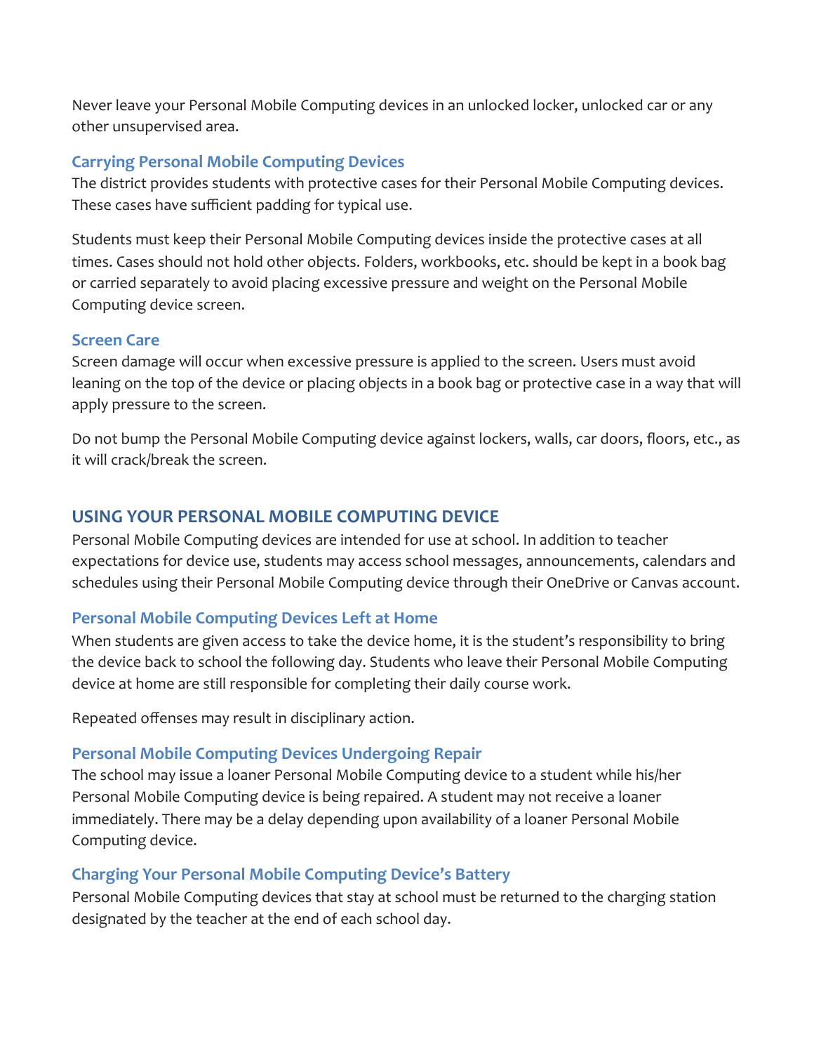Never leave your Personal Mobile Computing devices in an unlocked locker, unlocked car or any other unsupervised area.

### Carrying Personal Mobile Computing Devices

The district provides students with protective cases for their Personal Mobile Computing devices. These cases have sufficient padding for typical use.

Students must keep their Personal Mobile Computing devices inside the protective cases at all times. Cases should not hold other objects. Folders, workbooks, etc. should be kept in a book bag or carried separately to avoid placing excessive pressure and weight on the Personal Mobile Computing device screen.

### Screen Care

Screen damage will occur when excessive pressure is applied to the screen. Users must avoid leaning on the top of the device or placing objects in a book bag or protective case in a way that will apply pressure to the screen.

Do not bump the Personal Mobile Computing device against lockers, walls, car doors, floors, etc., as it will crack/break the screen.

## USING YOUR PERSONAL MOBILE COMPUTING DEVICE

Personal Mobile Computing devices are intended for use at school. In addition to teacher expectations for device use, students may access school messages, announcements, calendars and schedules using their Personal Mobile Computing device through their OneDrive or Canvas account.

### Personal Mobile Computing Devices Left at Home

When students are given access to take the device home, it is the student's responsibility to bring the device back to school the following day. Students who leave their Personal Mobile Computing device at home are still responsible for completing their daily course work.

Repeated offenses may result in disciplinary action.

### Personal Mobile Computing Devices Undergoing Repair

The school may issue a loaner Personal Mobile Computing device to a student while his/her Personal Mobile Computing device is being repaired. A student may not receive a loaner immediately. There may be a delay depending upon availability of a loaner Personal Mobile Computing device.

### Charging Your Personal Mobile Computing Device's Battery

Personal Mobile Computing devices that stay at school must be returned to the charging station designated by the teacher at the end of each school day.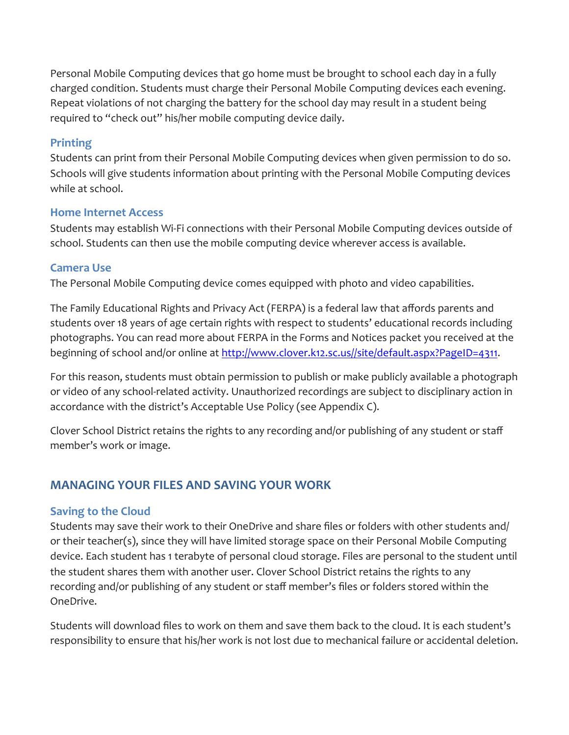Personal Mobile Computing devices that go home must be brought to school each day in a fully charged condition. Students must charge their Personal Mobile Computing devices each evening. Repeat violations of not charging the battery for the school day may result in a student being required to "check out" his/her mobile computing device daily.

### Printing

Students can print from their Personal Mobile Computing devices when given permission to do so. Schools will give students information about printing with the Personal Mobile Computing devices while at school.

### Home Internet Access

Students may establish Wi-Fi connections with their Personal Mobile Computing devices outside of school. Students can then use the mobile computing device wherever access is available.

### Camera Use

The Personal Mobile Computing device comes equipped with photo and video capabilities.

The Family Educational Rights and Privacy Act (FERPA) is a federal law that affords parents and students over 18 years of age certain rights with respect to students' educational records including photographs. You can read more about FERPA in the Forms and Notices packet you received at the beginning of school and/or online at [http://www.clover.k12.sc.us//site/default.aspx?PageID=4311](http://www.clover.k12.sc.us//site/default.aspx?PageID=4311).

For this reason, students must obtain permission to publish or make publicly available a photograph or video of any school-related activity. Unauthorized recordings are subject to disciplinary action in accordance with the district's Acceptable Use Policy (see Appendix C).

Clover School District retains the rights to any recording and/or publishing of any student or staff member's work or image.

## MANAGING YOUR FILES AND SAVING YOUR WORK

### Saving to the Cloud

Students may save their work to their OneDrive and share files or folders with other students and/or their teacher(s), since they will have limited storage space on their Personal Mobile Computing device. Each student has 1 terabyte of personal cloud storage. Files are personal to the student until the student shares them with another user. Clover School District retains the rights to any recording and/or publishing of any student or staff member's files or folders stored within the OneDrive.

Students will download files to work on them and save them back to the cloud. It is each student's responsibility to ensure that his/her work is not lost due to mechanical failure or accidental deletion.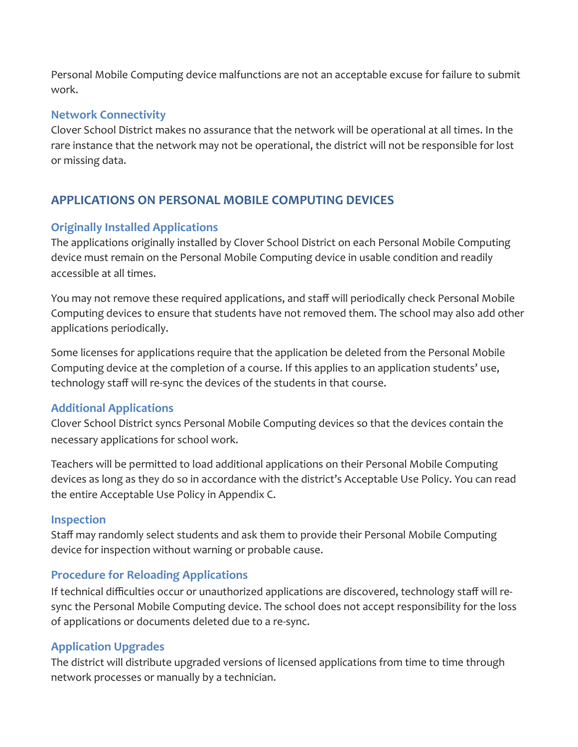Personal Mobile Computing device malfunctions are not an acceptable excuse for failure to submit work.

### Network Connectivity

Clover School District makes no assurance that the network will be operational at all times. In the rare instance that the network may not be operational, the district will not be responsible for lost or missing data.

## APPLICATIONS ON PERSONAL MOBILE COMPUTING DEVICES

### Originally Installed Applications

The applications originally installed by Clover School District on each Personal Mobile Computing device must remain on the Personal Mobile Computing device in usable condition and readily accessible at all times.

You may not remove these required applications, and staff will periodically check Personal Mobile Computing devices to ensure that students have not removed them. The school may also add other applications periodically.

Some licenses for applications require that the application be deleted from the Personal Mobile Computing device at the completion of a course. If this applies to an application students' use, technology staff will re-sync the devices of the students in that course.

### Additional Applications

Clover School District syncs Personal Mobile Computing devices so that the devices contain the necessary applications for school work.

Teachers will be permitted to load additional applications on their Personal Mobile Computing devices as long as they do so in accordance with the district's Acceptable Use Policy. You can read the entire Acceptable Use Policy in Appendix C.

### Inspection

Staff may randomly select students and ask them to provide their Personal Mobile Computing device for inspection without warning or probable cause.

### Procedure for Reloading Applications

If technical difficulties occur or unauthorized applications are discovered, technology staff will re-sync the Personal Mobile Computing device. The school does not accept responsibility for the loss of applications or documents deleted due to a re-sync.

### Application Upgrades

The district will distribute upgraded versions of licensed applications from time to time through network processes or manually by a technician.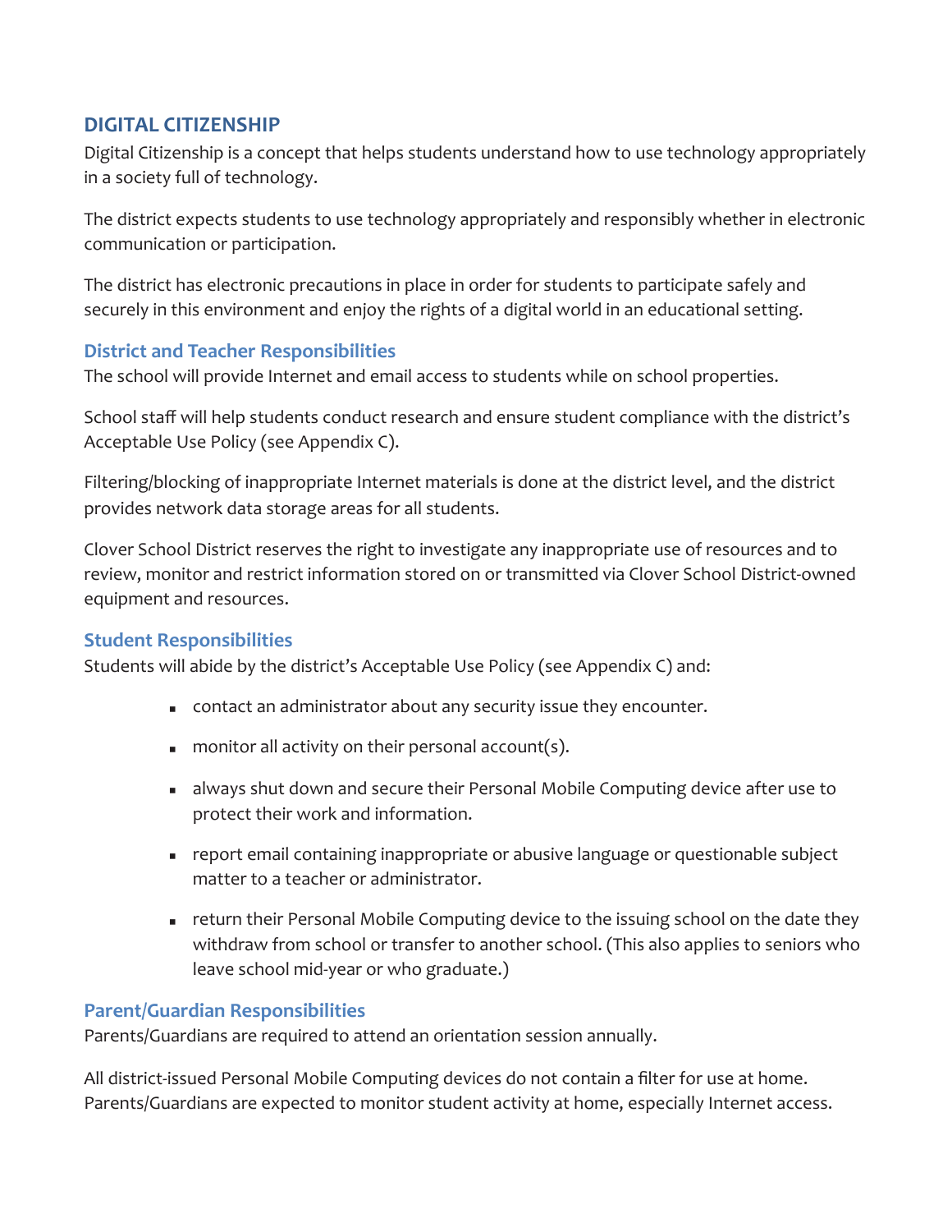## DIGITAL CITIZENSHIP

Digital Citizenship is a concept that helps students understand how to use technology appropriately in a society full of technology.

The district expects students to use technology appropriately and responsibly whether in electronic communication or participation.

The district has electronic precautions in place in order for students to participate safely and securely in this environment and enjoy the rights of a digital world in an educational setting.

### District and Teacher Responsibilities

The school will provide Internet and email access to students while on school properties.

School staff will help students conduct research and ensure student compliance with the district's Acceptable Use Policy (see Appendix C).

Filtering/blocking of inappropriate Internet materials is done at the district level, and the district provides network data storage areas for all students.

Clover School District reserves the right to investigate any inappropriate use of resources and to review, monitor and restrict information stored on or transmitted via Clover School District-owned equipment and resources.

### Student Responsibilities

Students will abide by the district's Acceptable Use Policy (see Appendix C) and:

- contact an administrator about any security issue they encounter.
- monitor all activity on their personal account(s).
- always shut down and secure their Personal Mobile Computing device after use to protect their work and information.
- report email containing inappropriate or abusive language or questionable subject matter to a teacher or administrator.
- return their Personal Mobile Computing device to the issuing school on the date they withdraw from school or transfer to another school. (This also applies to seniors who leave school mid-year or who graduate.)

### Parent/Guardian Responsibilities

Parents/Guardians are required to attend an orientation session annually.

All district-issued Personal Mobile Computing devices do not contain a filter for use at home. Parents/Guardians are expected to monitor student activity at home, especially Internet access.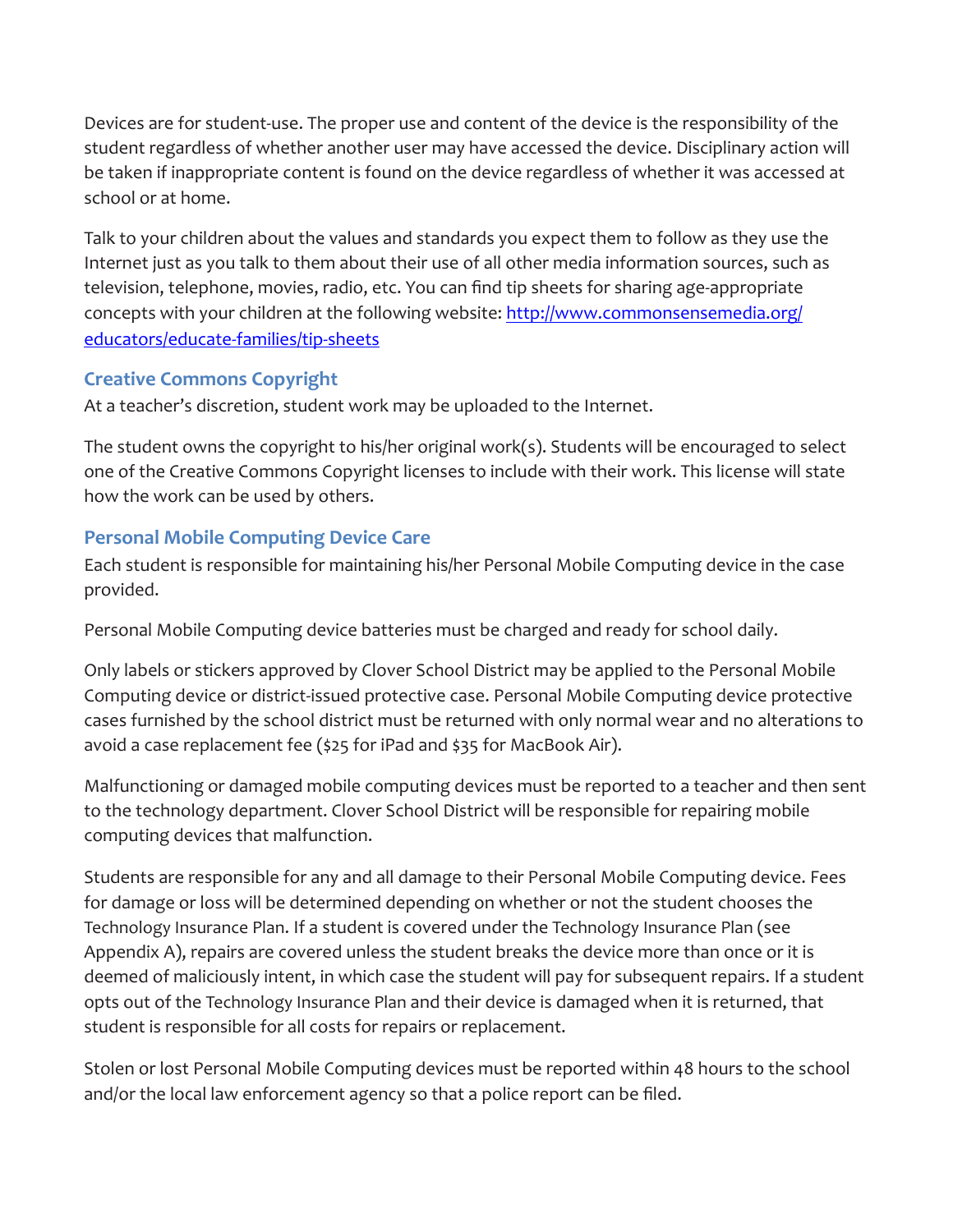Devices are for student-use. The proper use and content of the device is the responsibility of the student regardless of whether another user may have accessed the device. Disciplinary action will be taken if inappropriate content is found on the device regardless of whether it was accessed at school or at home.

Talk to your children about the values and standards you expect them to follow as they use the Internet just as you talk to them about their use of all other media information sources, such as television, telephone, movies, radio, etc. You can find tip sheets for sharing age-appropriate concepts with your children at the following website: [http://www.commonsensemedia.org/educators/educate-families/tip-sheets](http://www.commonsensemedia.org/educators/educate-families/tip-sheets)

### Creative Commons Copyright

At a teacher's discretion, student work may be uploaded to the Internet.

The student owns the copyright to his/her original work(s). Students will be encouraged to select one of the Creative Commons Copyright licenses to include with their work. This license will state how the work can be used by others.

### Personal Mobile Computing Device Care

Each student is responsible for maintaining his/her Personal Mobile Computing device in the case provided.

Personal Mobile Computing device batteries must be charged and ready for school daily.

Only labels or stickers approved by Clover School District may be applied to the Personal Mobile Computing device or district-issued protective case. Personal Mobile Computing device protective cases furnished by the school district must be returned with only normal wear and no alterations to avoid a case replacement fee ($25 for iPad and $35 for MacBook Air).

Malfunctioning or damaged mobile computing devices must be reported to a teacher and then sent to the technology department. Clover School District will be responsible for repairing mobile computing devices that malfunction.

Students are responsible for any and all damage to their Personal Mobile Computing device. Fees for damage or loss will be determined depending on whether or not the student chooses the Technology Insurance Plan. If a student is covered under the Technology Insurance Plan (see Appendix A), repairs are covered unless the student breaks the device more than once or it is deemed of maliciously intent, in which case the student will pay for subsequent repairs. If a student opts out of the Technology Insurance Plan and their device is damaged when it is returned, that student is responsible for all costs for repairs or replacement.

Stolen or lost Personal Mobile Computing devices must be reported within 48 hours to the school and/or the local law enforcement agency so that a police report can be filed.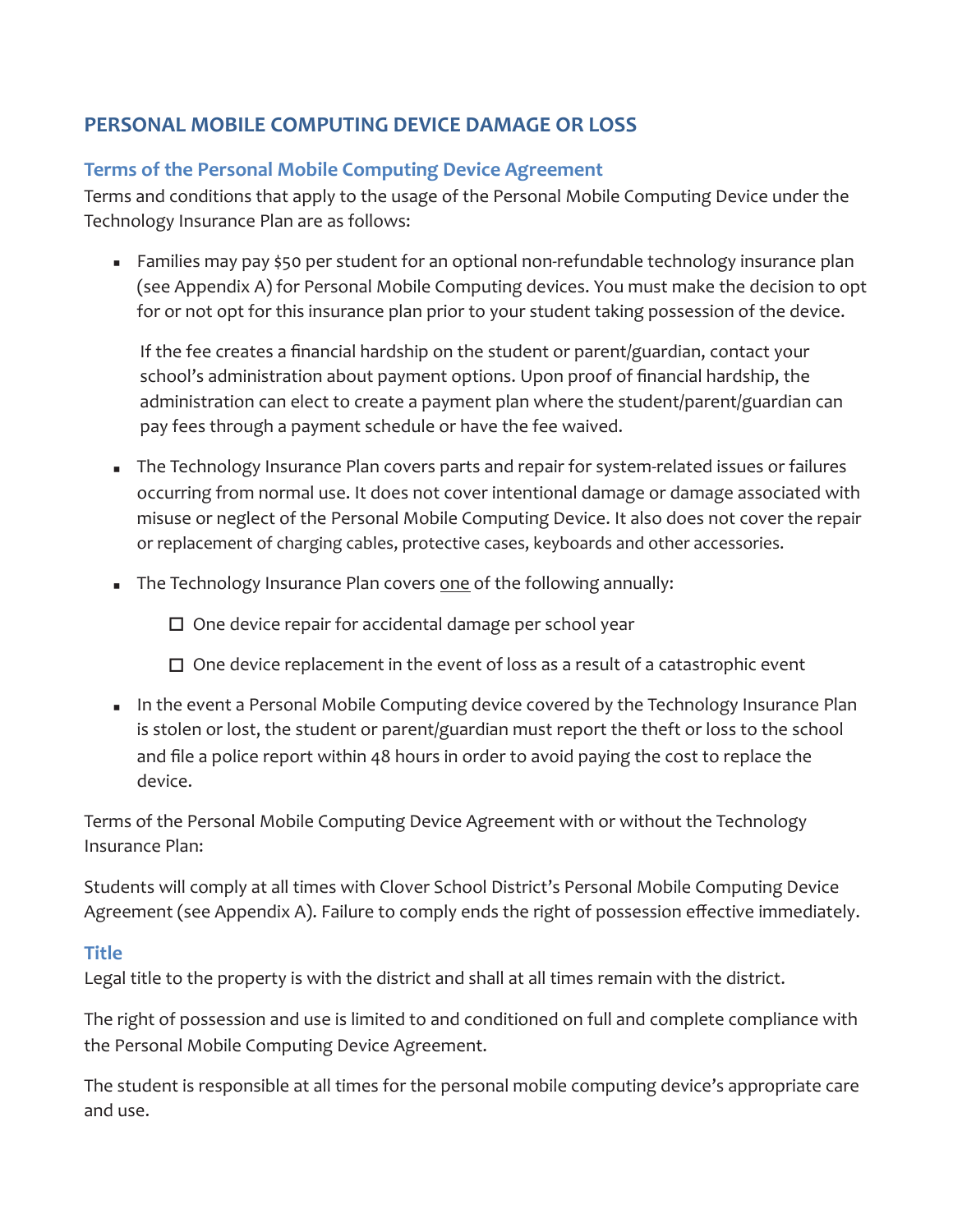## PERSONAL MOBILE COMPUTING DEVICE DAMAGE OR LOSS

### Terms of the Personal Mobile Computing Device Agreement

Terms and conditions that apply to the usage of the Personal Mobile Computing Device under the Technology Insurance Plan are as follows:

- Families may pay $50 per student for an optional non-refundable technology insurance plan (see Appendix A) for Personal Mobile Computing devices. You must make the decision to opt for or not opt for this insurance plan prior to your student taking possession of the device.

  If the fee creates a financial hardship on the student or parent/guardian, contact your school's administration about payment options. Upon proof of financial hardship, the administration can elect to create a payment plan where the student/parent/guardian can pay fees through a payment schedule or have the fee waived.

- The Technology Insurance Plan covers parts and repair for system-related issues or failures occurring from normal use. It does not cover intentional damage or damage associated with misuse or neglect of the Personal Mobile Computing Device. It also does not cover the repair or replacement of charging cables, protective cases, keyboards and other accessories.

- The Technology Insurance Plan covers <u>one</u> of the following annually:

  - ☐ One device repair for accidental damage per school year
  - ☐ One device replacement in the event of loss as a result of a catastrophic event

- In the event a Personal Mobile Computing device covered by the Technology Insurance Plan is stolen or lost, the student or parent/guardian must report the theft or loss to the school and file a police report within 48 hours in order to avoid paying the cost to replace the device.

Terms of the Personal Mobile Computing Device Agreement with or without the Technology Insurance Plan:

Students will comply at all times with Clover School District's Personal Mobile Computing Device Agreement (see Appendix A). Failure to comply ends the right of possession effective immediately.

### Title

Legal title to the property is with the district and shall at all times remain with the district.

The right of possession and use is limited to and conditioned on full and complete compliance with the Personal Mobile Computing Device Agreement.

The student is responsible at all times for the personal mobile computing device's appropriate care and use.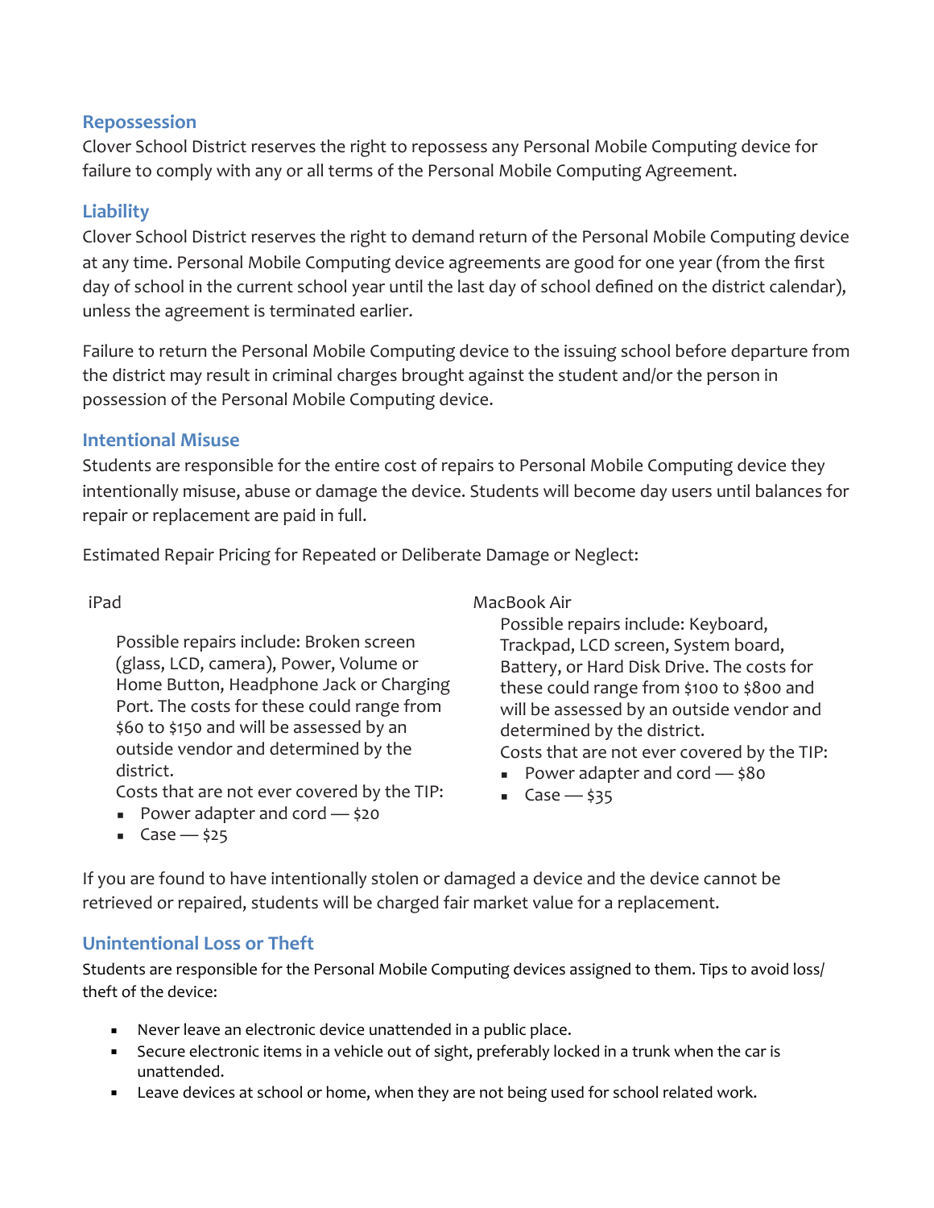### Repossession

Clover School District reserves the right to repossess any Personal Mobile Computing device for failure to comply with any or all terms of the Personal Mobile Computing Agreement.

### Liability

Clover School District reserves the right to demand return of the Personal Mobile Computing device at any time. Personal Mobile Computing device agreements are good for one year (from the first day of school in the current school year until the last day of school defined on the district calendar), unless the agreement is terminated earlier.

Failure to return the Personal Mobile Computing device to the issuing school before departure from the district may result in criminal charges brought against the student and/or the person in possession of the Personal Mobile Computing device.

### Intentional Misuse

Students are responsible for the entire cost of repairs to Personal Mobile Computing device they intentionally misuse, abuse or damage the device. Students will become day users until balances for repair or replacement are paid in full.

Estimated Repair Pricing for Repeated or Deliberate Damage or Neglect:

iPad

Possible repairs include: Broken screen (glass, LCD, camera), Power, Volume or Home Button, Headphone Jack or Charging Port. The costs for these could range from $60 to $150 and will be assessed by an outside vendor and determined by the district.

Costs that are not ever covered by the TIP:

- Power adapter and cord — $20
- Case — $25

MacBook Air

Possible repairs include: Keyboard, Trackpad, LCD screen, System board, Battery, or Hard Disk Drive. The costs for these could range from $100 to $800 and will be assessed by an outside vendor and determined by the district.

Costs that are not ever covered by the TIP:

- Power adapter and cord — $80
- Case — $35

If you are found to have intentionally stolen or damaged a device and the device cannot be retrieved or repaired, students will be charged fair market value for a replacement.

### Unintentional Loss or Theft

Students are responsible for the Personal Mobile Computing devices assigned to them. Tips to avoid loss/ theft of the device:

- Never leave an electronic device unattended in a public place.
- Secure electronic items in a vehicle out of sight, preferably locked in a trunk when the car is unattended.
- Leave devices at school or home, when they are not being used for school related work.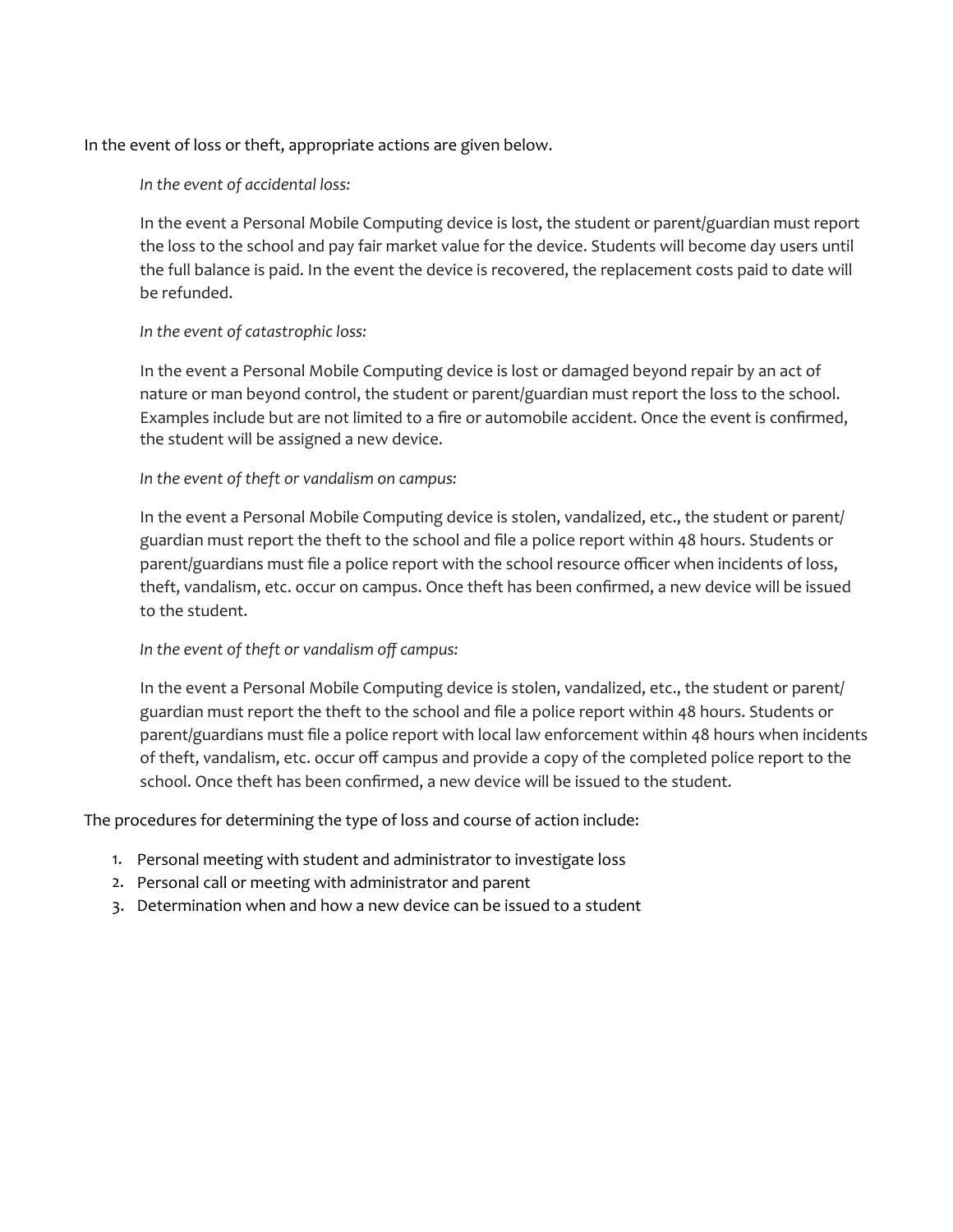In the event of loss or theft, appropriate actions are given below.

*In the event of accidental loss:*

In the event a Personal Mobile Computing device is lost, the student or parent/guardian must report the loss to the school and pay fair market value for the device. Students will become day users until the full balance is paid. In the event the device is recovered, the replacement costs paid to date will be refunded.

*In the event of catastrophic loss:*

In the event a Personal Mobile Computing device is lost or damaged beyond repair by an act of nature or man beyond control, the student or parent/guardian must report the loss to the school. Examples include but are not limited to a fire or automobile accident. Once the event is confirmed, the student will be assigned a new device.

*In the event of theft or vandalism on campus:*

In the event a Personal Mobile Computing device is stolen, vandalized, etc., the student or parent/guardian must report the theft to the school and file a police report within 48 hours. Students or parent/guardians must file a police report with the school resource officer when incidents of loss, theft, vandalism, etc. occur on campus. Once theft has been confirmed, a new device will be issued to the student.

*In the event of theft or vandalism off campus:*

In the event a Personal Mobile Computing device is stolen, vandalized, etc., the student or parent/guardian must report the theft to the school and file a police report within 48 hours. Students or parent/guardians must file a police report with local law enforcement within 48 hours when incidents of theft, vandalism, etc. occur off campus and provide a copy of the completed police report to the school. Once theft has been confirmed, a new device will be issued to the student.

The procedures for determining the type of loss and course of action include:

1. Personal meeting with student and administrator to investigate loss
2. Personal call or meeting with administrator and parent
3. Determination when and how a new device can be issued to a student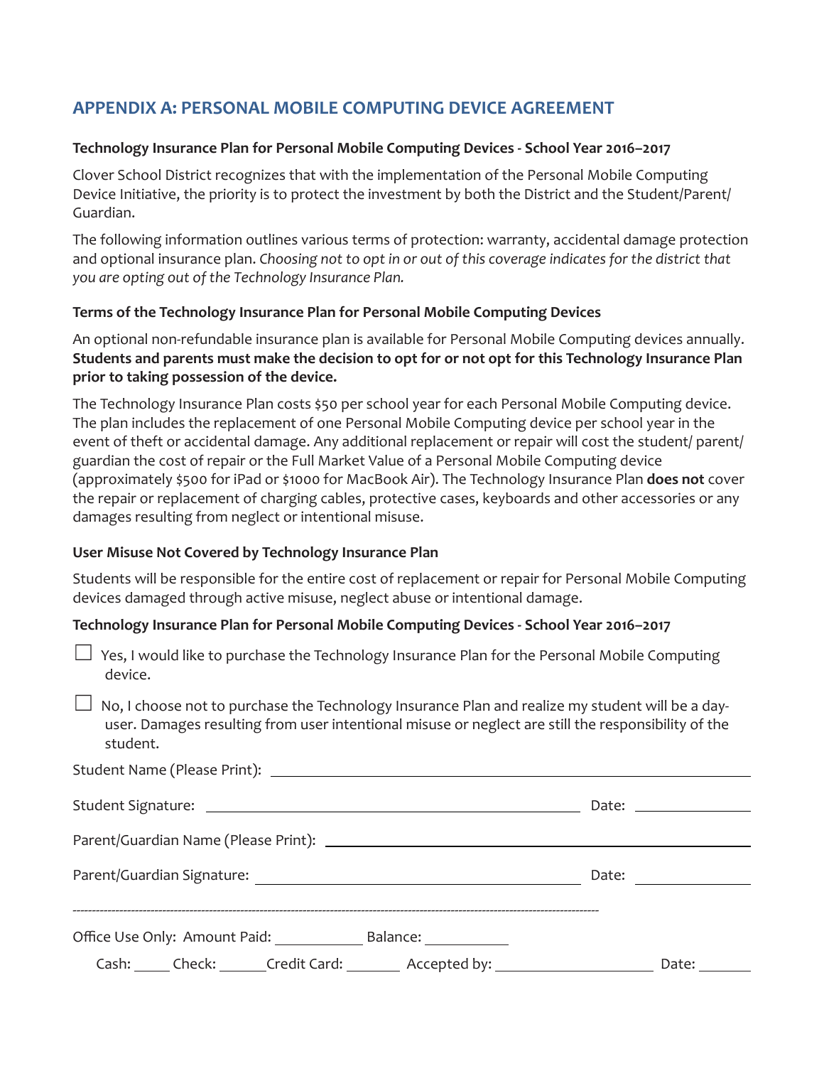## APPENDIX A: PERSONAL MOBILE COMPUTING DEVICE AGREEMENT

**Technology Insurance Plan for Personal Mobile Computing Devices - School Year 2016–2017**

Clover School District recognizes that with the implementation of the Personal Mobile Computing Device Initiative, the priority is to protect the investment by both the District and the Student/Parent/Guardian.

The following information outlines various terms of protection: warranty, accidental damage protection and optional insurance plan. *Choosing not to opt in or out of this coverage indicates for the district that you are opting out of the Technology Insurance Plan.*

**Terms of the Technology Insurance Plan for Personal Mobile Computing Devices**

An optional non-refundable insurance plan is available for Personal Mobile Computing devices annually. **Students and parents must make the decision to opt for or not opt for this Technology Insurance Plan prior to taking possession of the device.**

The Technology Insurance Plan costs $50 per school year for each Personal Mobile Computing device. The plan includes the replacement of one Personal Mobile Computing device per school year in the event of theft or accidental damage. Any additional replacement or repair will cost the student/ parent/ guardian the cost of repair or the Full Market Value of a Personal Mobile Computing device (approximately $500 for iPad or $1000 for MacBook Air). The Technology Insurance Plan **does not** cover the repair or replacement of charging cables, protective cases, keyboards and other accessories or any damages resulting from neglect or intentional misuse.

**User Misuse Not Covered by Technology Insurance Plan**

Students will be responsible for the entire cost of replacement or repair for Personal Mobile Computing devices damaged through active misuse, neglect abuse or intentional damage.

**Technology Insurance Plan for Personal Mobile Computing Devices - School Year 2016–2017**

☐ Yes, I would like to purchase the Technology Insurance Plan for the Personal Mobile Computing device.

☐ No, I choose not to purchase the Technology Insurance Plan and realize my student will be a day-user. Damages resulting from user intentional misuse or neglect are still the responsibility of the student.

Student Name (Please Print): ______________________________

Student Signature: ______________________________ Date: ____________

Parent/Guardian Name (Please Print): ______________________________

Parent/Guardian Signature: ______________________________ Date: ____________

---

Office Use Only: Amount Paid: __________ Balance: __________

Cash: _____ Check: _____ Credit Card: _____ Accepted by: ______________ Date: ______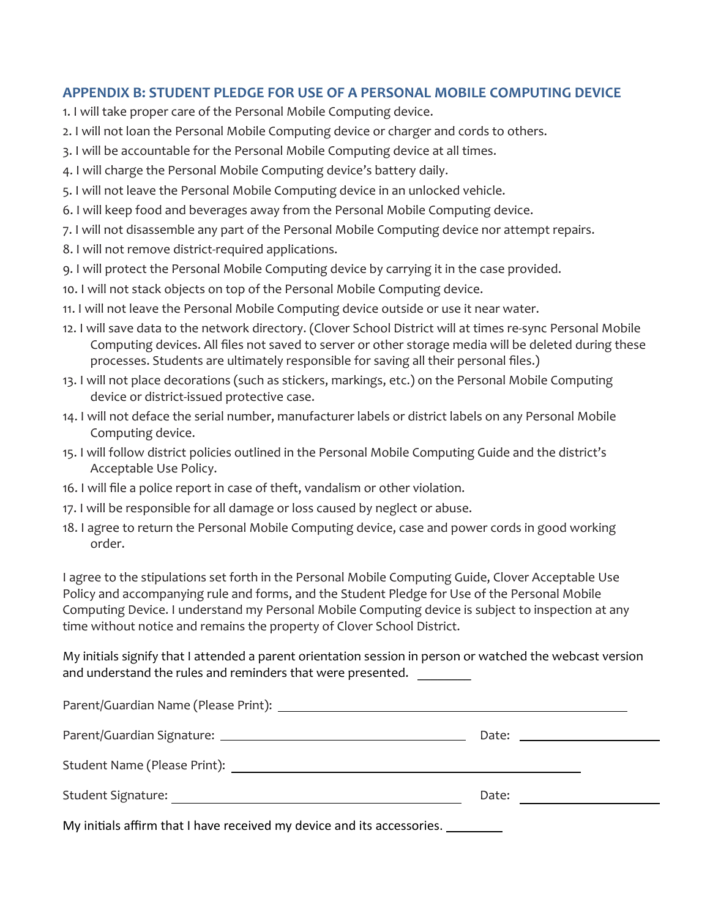## APPENDIX B: STUDENT PLEDGE FOR USE OF A PERSONAL MOBILE COMPUTING DEVICE

1. I will take proper care of the Personal Mobile Computing device.
2. I will not loan the Personal Mobile Computing device or charger and cords to others.
3. I will be accountable for the Personal Mobile Computing device at all times.
4. I will charge the Personal Mobile Computing device's battery daily.
5. I will not leave the Personal Mobile Computing device in an unlocked vehicle.
6. I will keep food and beverages away from the Personal Mobile Computing device.
7. I will not disassemble any part of the Personal Mobile Computing device nor attempt repairs.
8. I will not remove district-required applications.
9. I will protect the Personal Mobile Computing device by carrying it in the case provided.
10. I will not stack objects on top of the Personal Mobile Computing device.
11. I will not leave the Personal Mobile Computing device outside or use it near water.
12. I will save data to the network directory. (Clover School District will at times re-sync Personal Mobile Computing devices. All files not saved to server or other storage media will be deleted during these processes. Students are ultimately responsible for saving all their personal files.)
13. I will not place decorations (such as stickers, markings, etc.) on the Personal Mobile Computing device or district-issued protective case.
14. I will not deface the serial number, manufacturer labels or district labels on any Personal Mobile Computing device.
15. I will follow district policies outlined in the Personal Mobile Computing Guide and the district's Acceptable Use Policy.
16. I will file a police report in case of theft, vandalism or other violation.
17. I will be responsible for all damage or loss caused by neglect or abuse.
18. I agree to return the Personal Mobile Computing device, case and power cords in good working order.

I agree to the stipulations set forth in the Personal Mobile Computing Guide, Clover Acceptable Use Policy and accompanying rule and forms, and the Student Pledge for Use of the Personal Mobile Computing Device. I understand my Personal Mobile Computing device is subject to inspection at any time without notice and remains the property of Clover School District.

My initials signify that I attended a parent orientation session in person or watched the webcast version and understand the rules and reminders that were presented. ________

Parent/Guardian Name (Please Print): ______________________________

Parent/Guardian Signature: ______________________________ Date: ______________

Student Name (Please Print): ______________________________

Student Signature: ______________________________ Date: ______________

My initials affirm that I have received my device and its accessories. ________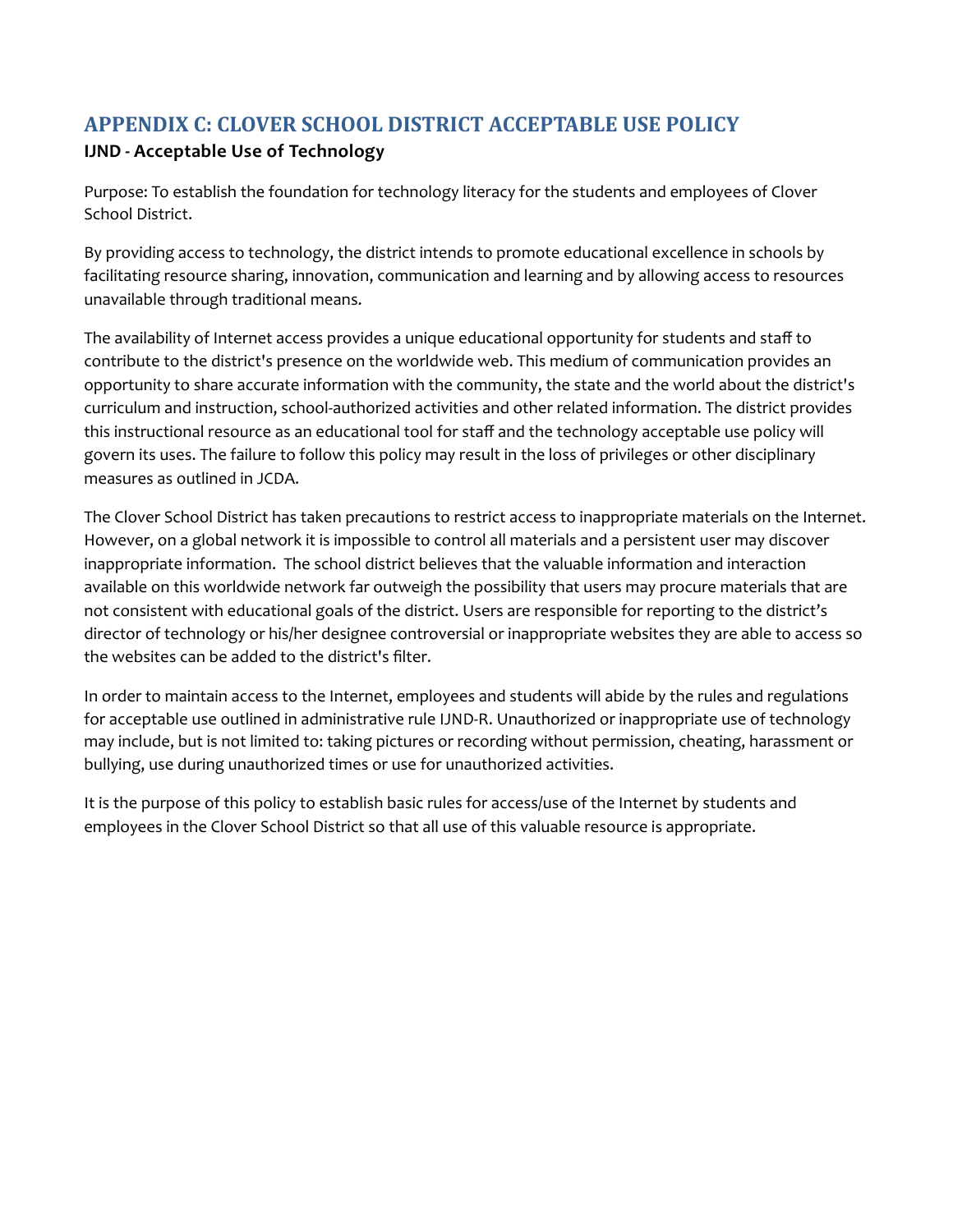## APPENDIX C: CLOVER SCHOOL DISTRICT ACCEPTABLE USE POLICY

### IJND - Acceptable Use of Technology

Purpose: To establish the foundation for technology literacy for the students and employees of Clover School District.

By providing access to technology, the district intends to promote educational excellence in schools by facilitating resource sharing, innovation, communication and learning and by allowing access to resources unavailable through traditional means.

The availability of Internet access provides a unique educational opportunity for students and staff to contribute to the district's presence on the worldwide web. This medium of communication provides an opportunity to share accurate information with the community, the state and the world about the district's curriculum and instruction, school-authorized activities and other related information. The district provides this instructional resource as an educational tool for staff and the technology acceptable use policy will govern its uses. The failure to follow this policy may result in the loss of privileges or other disciplinary measures as outlined in JCDA.

The Clover School District has taken precautions to restrict access to inappropriate materials on the Internet. However, on a global network it is impossible to control all materials and a persistent user may discover inappropriate information.  The school district believes that the valuable information and interaction available on this worldwide network far outweigh the possibility that users may procure materials that are not consistent with educational goals of the district. Users are responsible for reporting to the district's director of technology or his/her designee controversial or inappropriate websites they are able to access so the websites can be added to the district's filter.

In order to maintain access to the Internet, employees and students will abide by the rules and regulations for acceptable use outlined in administrative rule IJND-R. Unauthorized or inappropriate use of technology may include, but is not limited to: taking pictures or recording without permission, cheating, harassment or bullying, use during unauthorized times or use for unauthorized activities.

It is the purpose of this policy to establish basic rules for access/use of the Internet by students and employees in the Clover School District so that all use of this valuable resource is appropriate.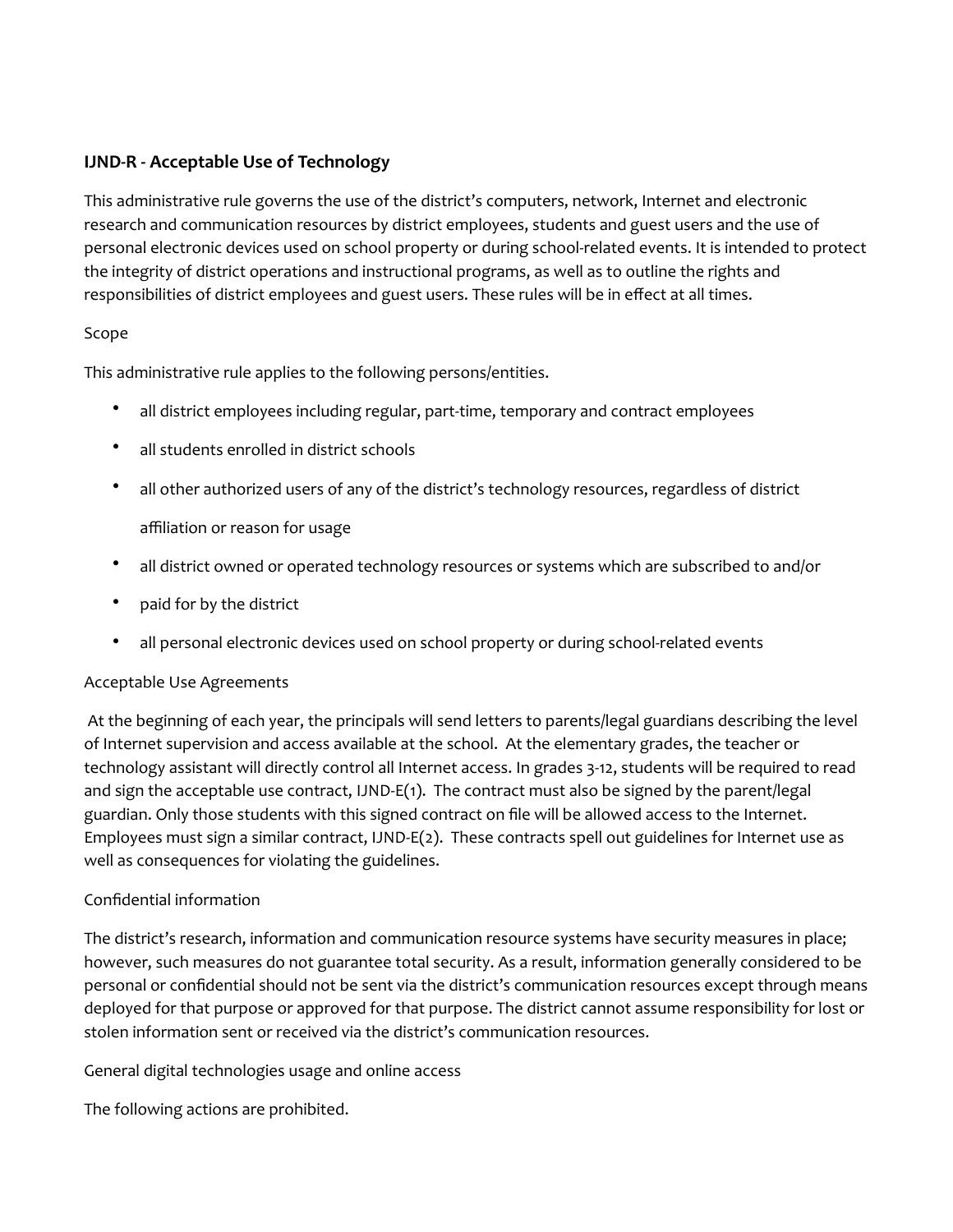## IJND-R - Acceptable Use of Technology

This administrative rule governs the use of the district's computers, network, Internet and electronic research and communication resources by district employees, students and guest users and the use of personal electronic devices used on school property or during school-related events. It is intended to protect the integrity of district operations and instructional programs, as well as to outline the rights and responsibilities of district employees and guest users. These rules will be in effect at all times.

Scope

This administrative rule applies to the following persons/entities.

- all district employees including regular, part-time, temporary and contract employees
- all students enrolled in district schools
- all other authorized users of any of the district's technology resources, regardless of district affiliation or reason for usage
- all district owned or operated technology resources or systems which are subscribed to and/or
- paid for by the district
- all personal electronic devices used on school property or during school-related events

Acceptable Use Agreements

At the beginning of each year, the principals will send letters to parents/legal guardians describing the level of Internet supervision and access available at the school. At the elementary grades, the teacher or technology assistant will directly control all Internet access. In grades 3-12, students will be required to read and sign the acceptable use contract, IJND-E(1). The contract must also be signed by the parent/legal guardian. Only those students with this signed contract on file will be allowed access to the Internet. Employees must sign a similar contract, IJND-E(2). These contracts spell out guidelines for Internet use as well as consequences for violating the guidelines.

Confidential information

The district's research, information and communication resource systems have security measures in place; however, such measures do not guarantee total security. As a result, information generally considered to be personal or confidential should not be sent via the district's communication resources except through means deployed for that purpose or approved for that purpose. The district cannot assume responsibility for lost or stolen information sent or received via the district's communication resources.

General digital technologies usage and online access

The following actions are prohibited.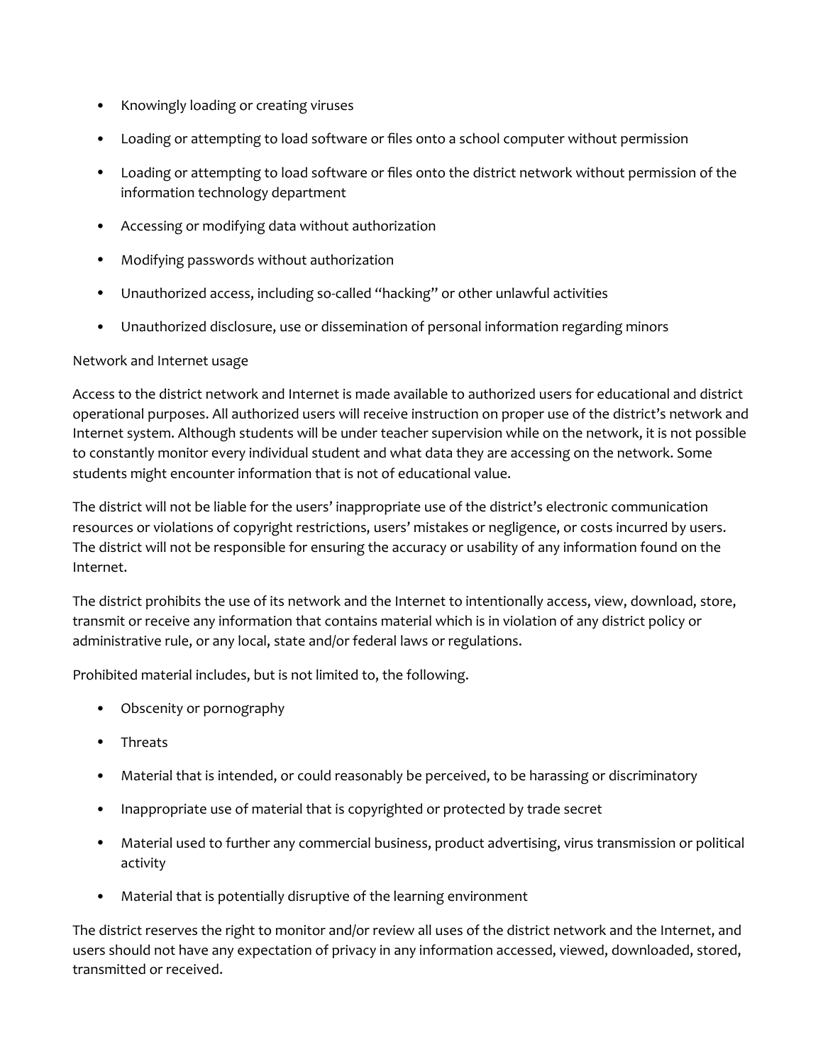- Knowingly loading or creating viruses
- Loading or attempting to load software or files onto a school computer without permission
- Loading or attempting to load software or files onto the district network without permission of the information technology department
- Accessing or modifying data without authorization
- Modifying passwords without authorization
- Unauthorized access, including so-called "hacking" or other unlawful activities
- Unauthorized disclosure, use or dissemination of personal information regarding minors

Network and Internet usage

Access to the district network and Internet is made available to authorized users for educational and district operational purposes. All authorized users will receive instruction on proper use of the district's network and Internet system. Although students will be under teacher supervision while on the network, it is not possible to constantly monitor every individual student and what data they are accessing on the network. Some students might encounter information that is not of educational value.

The district will not be liable for the users' inappropriate use of the district's electronic communication resources or violations of copyright restrictions, users' mistakes or negligence, or costs incurred by users. The district will not be responsible for ensuring the accuracy or usability of any information found on the Internet.

The district prohibits the use of its network and the Internet to intentionally access, view, download, store, transmit or receive any information that contains material which is in violation of any district policy or administrative rule, or any local, state and/or federal laws or regulations.

Prohibited material includes, but is not limited to, the following.

- Obscenity or pornography
- Threats
- Material that is intended, or could reasonably be perceived, to be harassing or discriminatory
- Inappropriate use of material that is copyrighted or protected by trade secret
- Material used to further any commercial business, product advertising, virus transmission or political activity
- Material that is potentially disruptive of the learning environment

The district reserves the right to monitor and/or review all uses of the district network and the Internet, and users should not have any expectation of privacy in any information accessed, viewed, downloaded, stored, transmitted or received.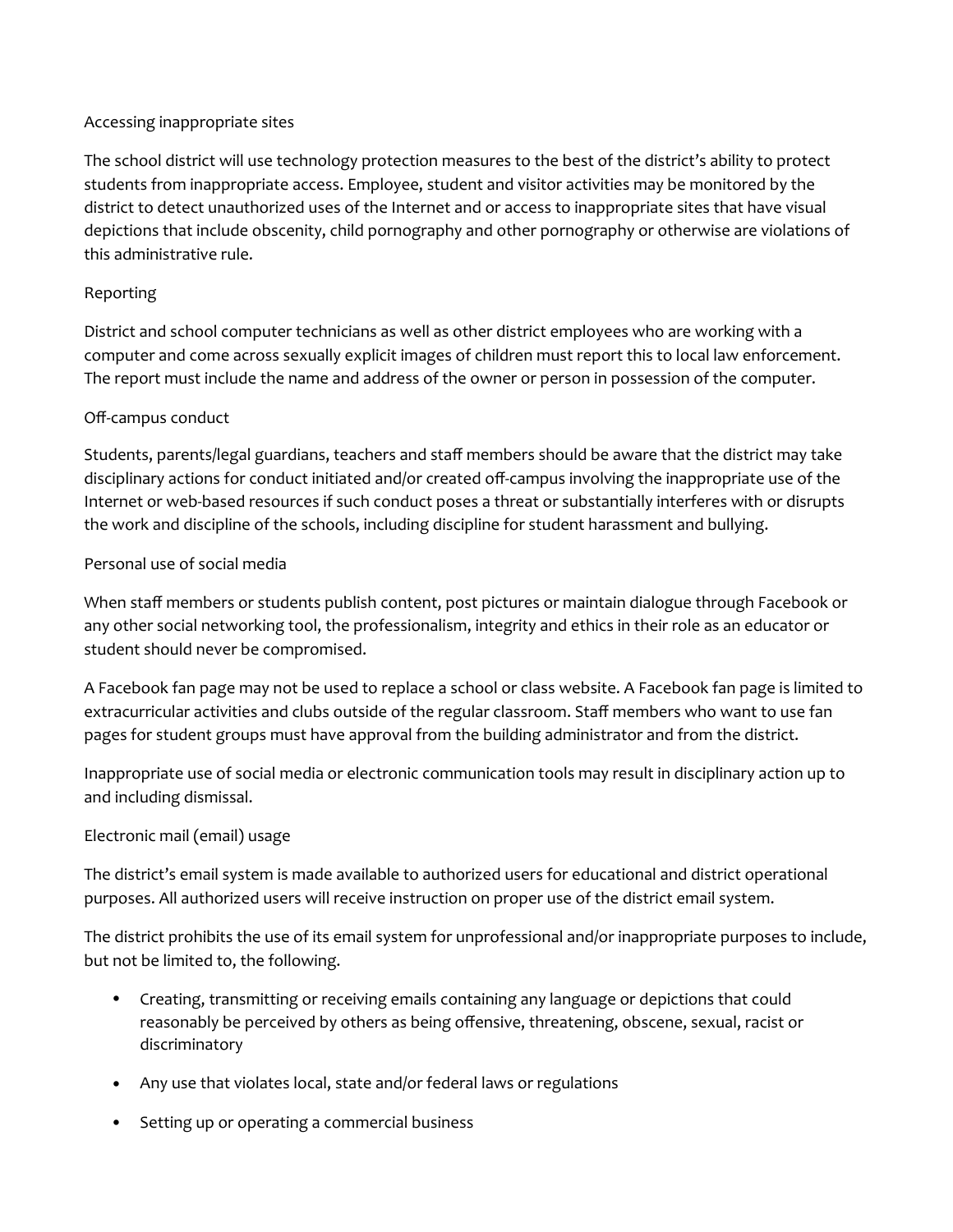### Accessing inappropriate sites

The school district will use technology protection measures to the best of the district's ability to protect students from inappropriate access. Employee, student and visitor activities may be monitored by the district to detect unauthorized uses of the Internet and or access to inappropriate sites that have visual depictions that include obscenity, child pornography and other pornography or otherwise are violations of this administrative rule.

### Reporting

District and school computer technicians as well as other district employees who are working with a computer and come across sexually explicit images of children must report this to local law enforcement. The report must include the name and address of the owner or person in possession of the computer.

### Off-campus conduct

Students, parents/legal guardians, teachers and staff members should be aware that the district may take disciplinary actions for conduct initiated and/or created off-campus involving the inappropriate use of the Internet or web-based resources if such conduct poses a threat or substantially interferes with or disrupts the work and discipline of the schools, including discipline for student harassment and bullying.

### Personal use of social media

When staff members or students publish content, post pictures or maintain dialogue through Facebook or any other social networking tool, the professionalism, integrity and ethics in their role as an educator or student should never be compromised.

A Facebook fan page may not be used to replace a school or class website. A Facebook fan page is limited to extracurricular activities and clubs outside of the regular classroom. Staff members who want to use fan pages for student groups must have approval from the building administrator and from the district.

Inappropriate use of social media or electronic communication tools may result in disciplinary action up to and including dismissal.

### Electronic mail (email) usage

The district's email system is made available to authorized users for educational and district operational purposes. All authorized users will receive instruction on proper use of the district email system.

The district prohibits the use of its email system for unprofessional and/or inappropriate purposes to include, but not be limited to, the following.

- Creating, transmitting or receiving emails containing any language or depictions that could reasonably be perceived by others as being offensive, threatening, obscene, sexual, racist or discriminatory
- Any use that violates local, state and/or federal laws or regulations
- Setting up or operating a commercial business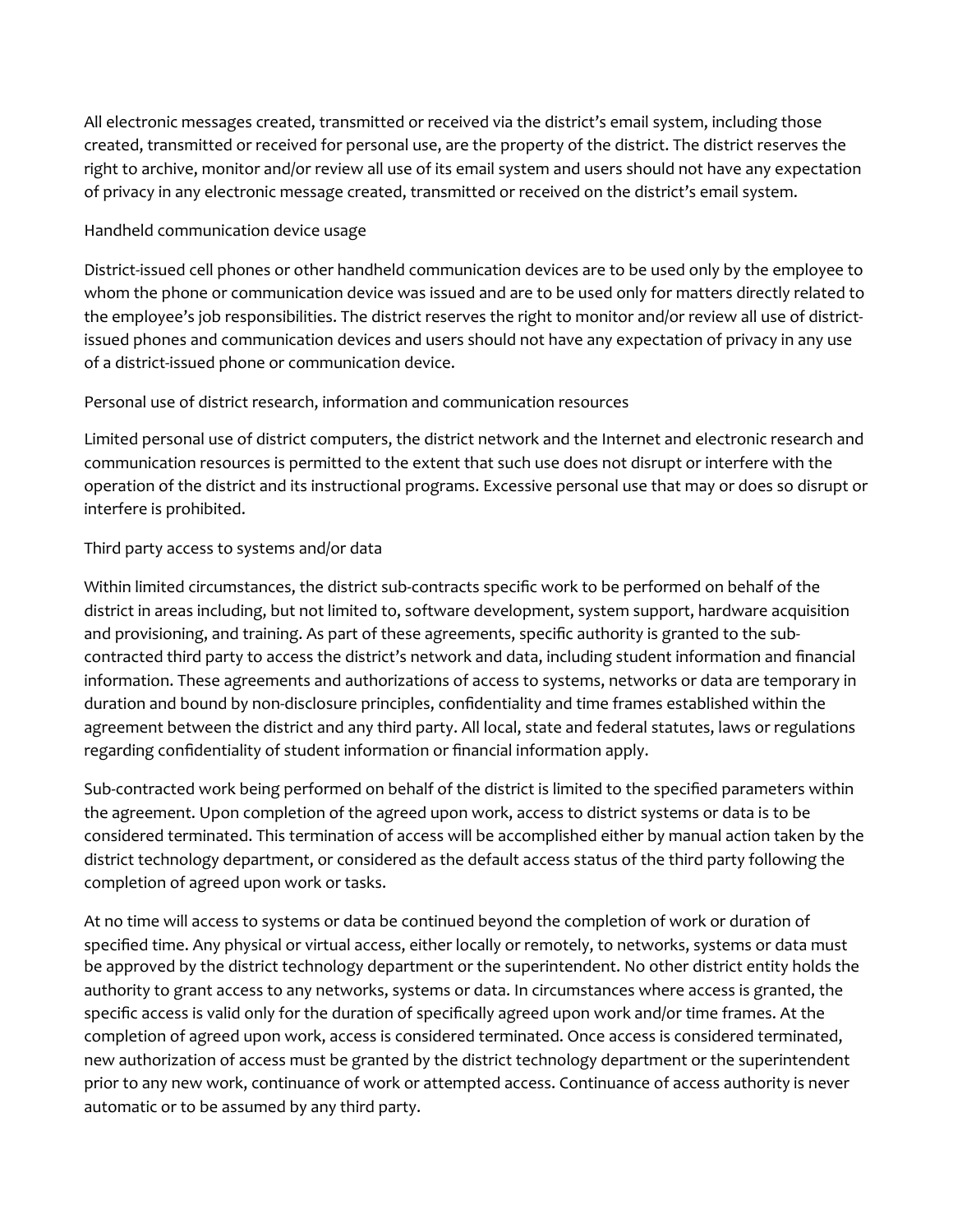All electronic messages created, transmitted or received via the district's email system, including those created, transmitted or received for personal use, are the property of the district. The district reserves the right to archive, monitor and/or review all use of its email system and users should not have any expectation of privacy in any electronic message created, transmitted or received on the district's email system.

Handheld communication device usage

District-issued cell phones or other handheld communication devices are to be used only by the employee to whom the phone or communication device was issued and are to be used only for matters directly related to the employee's job responsibilities. The district reserves the right to monitor and/or review all use of district-issued phones and communication devices and users should not have any expectation of privacy in any use of a district-issued phone or communication device.

Personal use of district research, information and communication resources

Limited personal use of district computers, the district network and the Internet and electronic research and communication resources is permitted to the extent that such use does not disrupt or interfere with the operation of the district and its instructional programs. Excessive personal use that may or does so disrupt or interfere is prohibited.

Third party access to systems and/or data

Within limited circumstances, the district sub-contracts specific work to be performed on behalf of the district in areas including, but not limited to, software development, system support, hardware acquisition and provisioning, and training. As part of these agreements, specific authority is granted to the sub-contracted third party to access the district's network and data, including student information and financial information. These agreements and authorizations of access to systems, networks or data are temporary in duration and bound by non-disclosure principles, confidentiality and time frames established within the agreement between the district and any third party. All local, state and federal statutes, laws or regulations regarding confidentiality of student information or financial information apply.

Sub-contracted work being performed on behalf of the district is limited to the specified parameters within the agreement. Upon completion of the agreed upon work, access to district systems or data is to be considered terminated. This termination of access will be accomplished either by manual action taken by the district technology department, or considered as the default access status of the third party following the completion of agreed upon work or tasks.

At no time will access to systems or data be continued beyond the completion of work or duration of specified time. Any physical or virtual access, either locally or remotely, to networks, systems or data must be approved by the district technology department or the superintendent. No other district entity holds the authority to grant access to any networks, systems or data. In circumstances where access is granted, the specific access is valid only for the duration of specifically agreed upon work and/or time frames. At the completion of agreed upon work, access is considered terminated. Once access is considered terminated, new authorization of access must be granted by the district technology department or the superintendent prior to any new work, continuance of work or attempted access. Continuance of access authority is never automatic or to be assumed by any third party.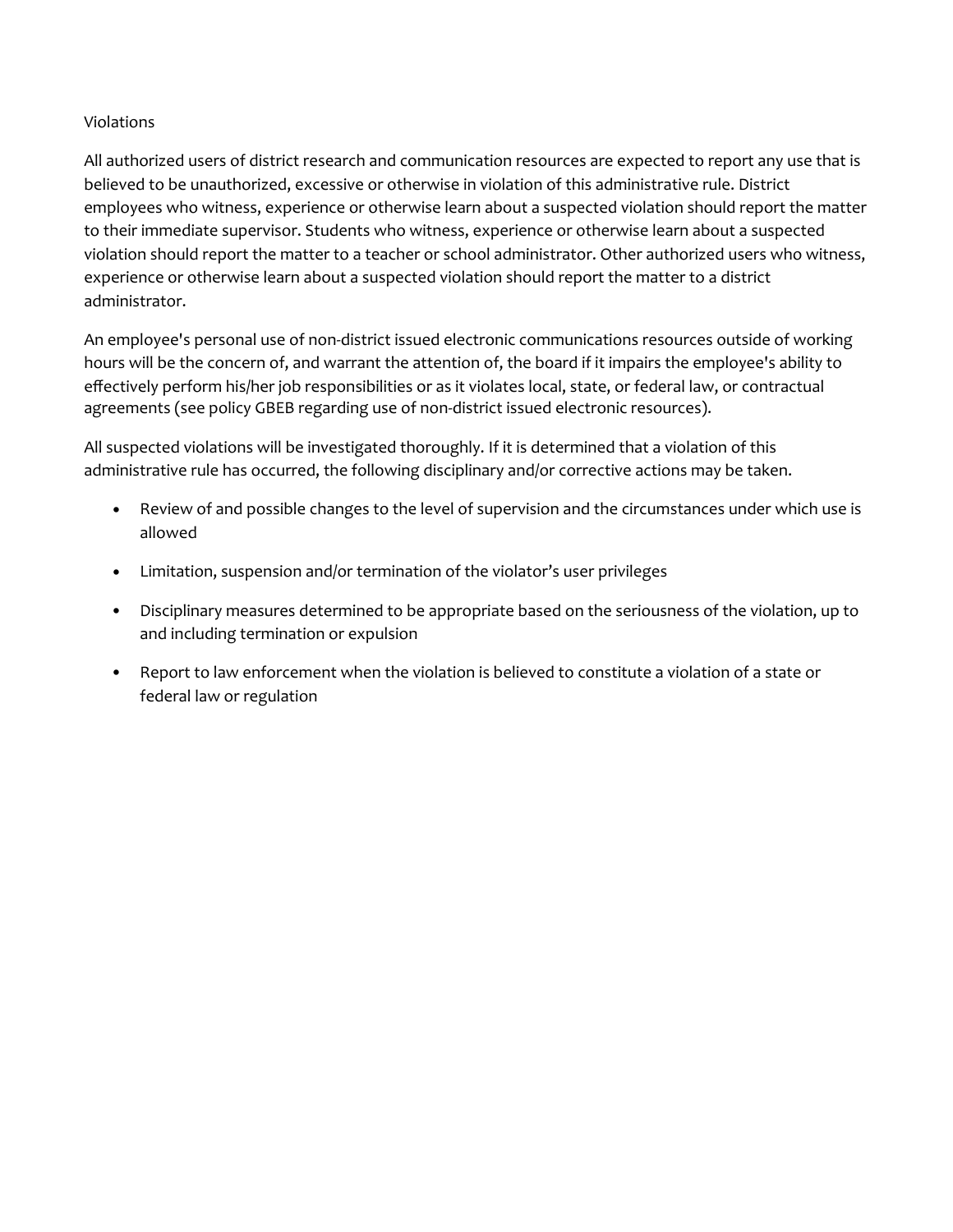## Violations

All authorized users of district research and communication resources are expected to report any use that is believed to be unauthorized, excessive or otherwise in violation of this administrative rule. District employees who witness, experience or otherwise learn about a suspected violation should report the matter to their immediate supervisor. Students who witness, experience or otherwise learn about a suspected violation should report the matter to a teacher or school administrator. Other authorized users who witness, experience or otherwise learn about a suspected violation should report the matter to a district administrator.

An employee's personal use of non-district issued electronic communications resources outside of working hours will be the concern of, and warrant the attention of, the board if it impairs the employee's ability to effectively perform his/her job responsibilities or as it violates local, state, or federal law, or contractual agreements (see policy GBEB regarding use of non-district issued electronic resources).

All suspected violations will be investigated thoroughly. If it is determined that a violation of this administrative rule has occurred, the following disciplinary and/or corrective actions may be taken.

- Review of and possible changes to the level of supervision and the circumstances under which use is allowed
- Limitation, suspension and/or termination of the violator's user privileges
- Disciplinary measures determined to be appropriate based on the seriousness of the violation, up to and including termination or expulsion
- Report to law enforcement when the violation is believed to constitute a violation of a state or federal law or regulation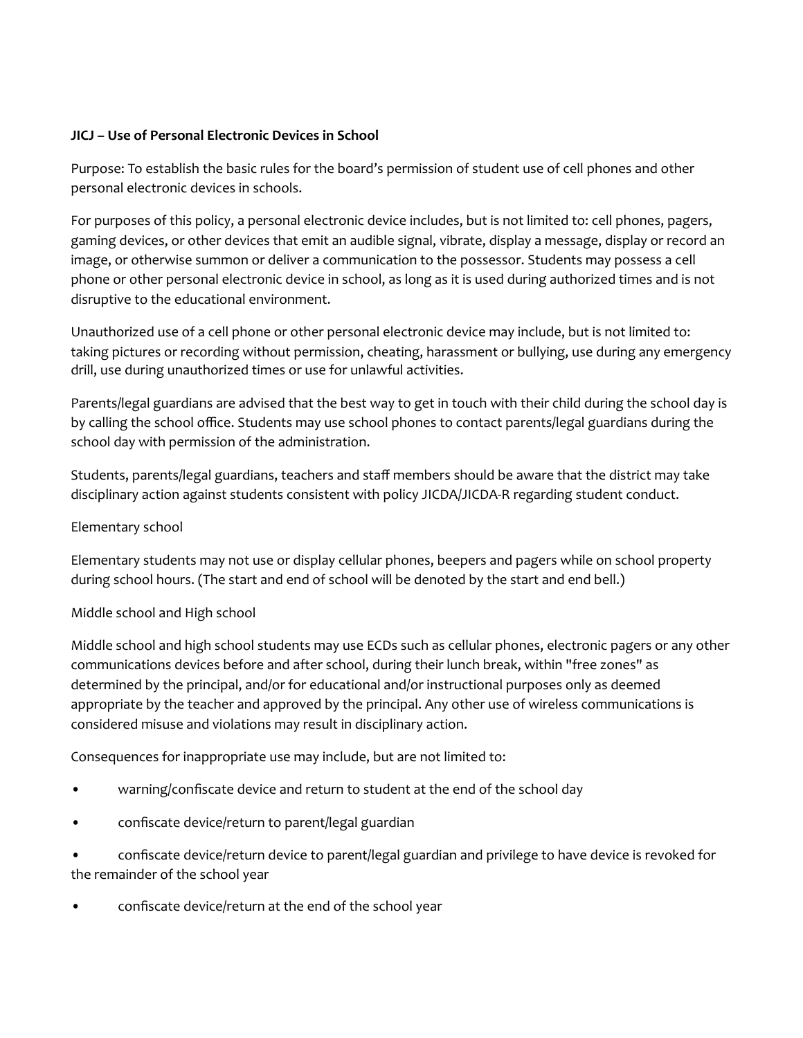**JICJ – Use of Personal Electronic Devices in School**

Purpose: To establish the basic rules for the board's permission of student use of cell phones and other personal electronic devices in schools.

For purposes of this policy, a personal electronic device includes, but is not limited to: cell phones, pagers, gaming devices, or other devices that emit an audible signal, vibrate, display a message, display or record an image, or otherwise summon or deliver a communication to the possessor. Students may possess a cell phone or other personal electronic device in school, as long as it is used during authorized times and is not disruptive to the educational environment.

Unauthorized use of a cell phone or other personal electronic device may include, but is not limited to: taking pictures or recording without permission, cheating, harassment or bullying, use during any emergency drill, use during unauthorized times or use for unlawful activities.

Parents/legal guardians are advised that the best way to get in touch with their child during the school day is by calling the school office. Students may use school phones to contact parents/legal guardians during the school day with permission of the administration.

Students, parents/legal guardians, teachers and staff members should be aware that the district may take disciplinary action against students consistent with policy JICDA/JICDA-R regarding student conduct.

Elementary school

Elementary students may not use or display cellular phones, beepers and pagers while on school property during school hours. (The start and end of school will be denoted by the start and end bell.)

Middle school and High school

Middle school and high school students may use ECDs such as cellular phones, electronic pagers or any other communications devices before and after school, during their lunch break, within "free zones" as determined by the principal, and/or for educational and/or instructional purposes only as deemed appropriate by the teacher and approved by the principal. Any other use of wireless communications is considered misuse and violations may result in disciplinary action.

Consequences for inappropriate use may include, but are not limited to:

- warning/confiscate device and return to student at the end of the school day
- confiscate device/return to parent/legal guardian
- confiscate device/return device to parent/legal guardian and privilege to have device is revoked for the remainder of the school year
- confiscate device/return at the end of the school year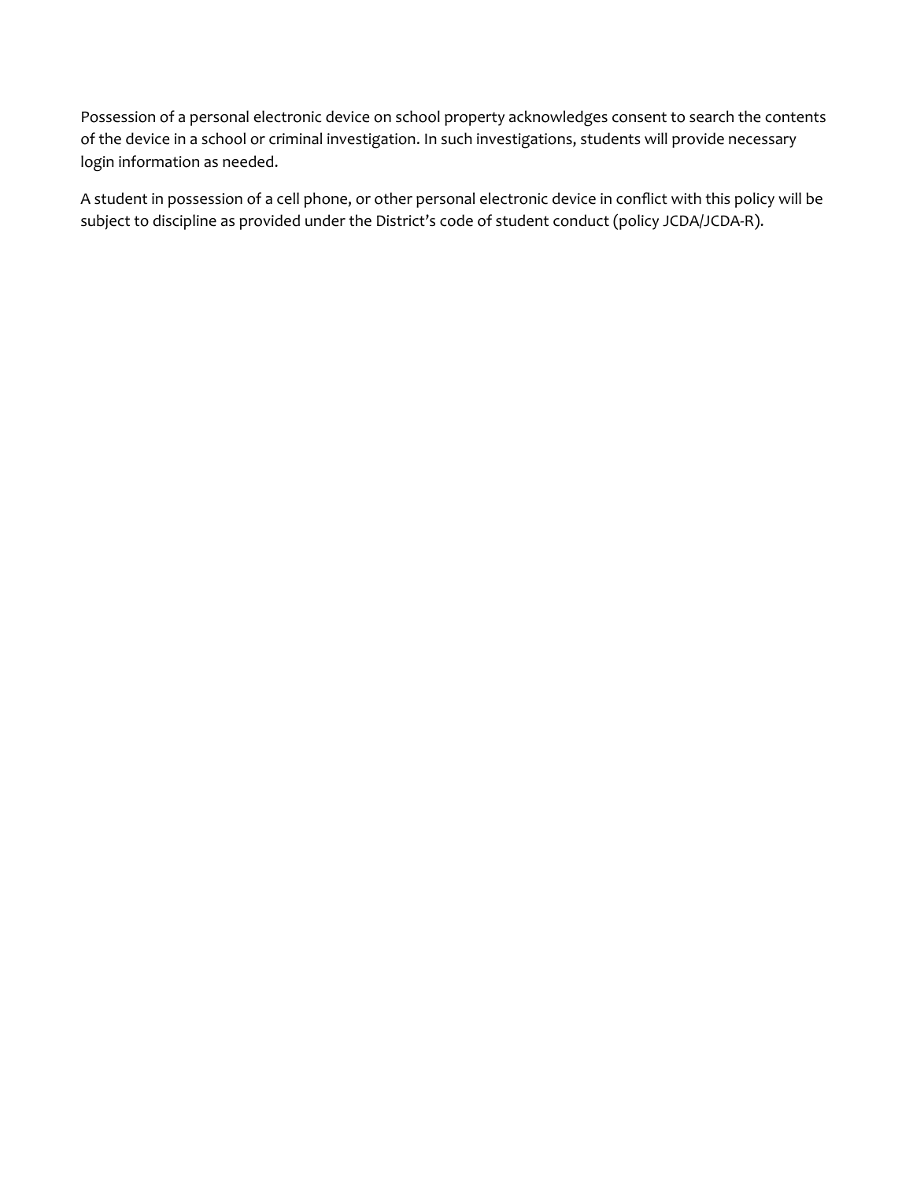Possession of a personal electronic device on school property acknowledges consent to search the contents of the device in a school or criminal investigation. In such investigations, students will provide necessary login information as needed.

A student in possession of a cell phone, or other personal electronic device in conflict with this policy will be subject to discipline as provided under the District's code of student conduct (policy JCDA/JCDA-R).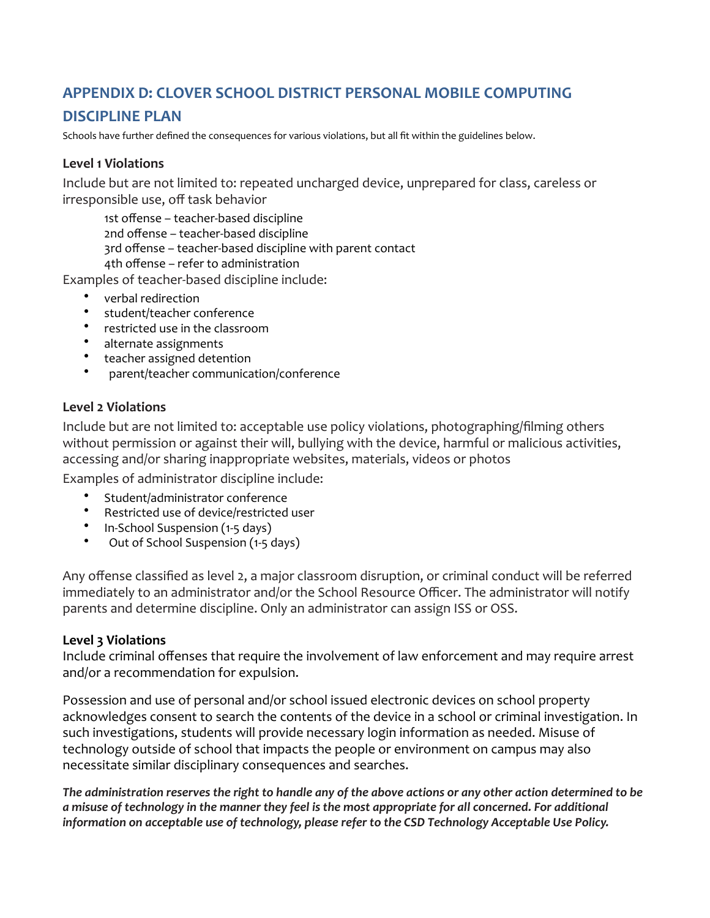## APPENDIX D: CLOVER SCHOOL DISTRICT PERSONAL MOBILE COMPUTING DISCIPLINE PLAN

Schools have further defined the consequences for various violations, but all fit within the guidelines below.

### Level 1 Violations

Include but are not limited to: repeated uncharged device, unprepared for class, careless or irresponsible use, off task behavior

1st offense – teacher-based discipline
2nd offense – teacher-based discipline
3rd offense – teacher-based discipline with parent contact
4th offense – refer to administration

Examples of teacher-based discipline include:

- verbal redirection
- student/teacher conference
- restricted use in the classroom
- alternate assignments
- teacher assigned detention
- parent/teacher communication/conference

### Level 2 Violations

Include but are not limited to: acceptable use policy violations, photographing/filming others without permission or against their will, bullying with the device, harmful or malicious activities, accessing and/or sharing inappropriate websites, materials, videos or photos

Examples of administrator discipline include:

- Student/administrator conference
- Restricted use of device/restricted user
- In-School Suspension (1-5 days)
- Out of School Suspension (1-5 days)

Any offense classified as level 2, a major classroom disruption, or criminal conduct will be referred immediately to an administrator and/or the School Resource Officer. The administrator will notify parents and determine discipline. Only an administrator can assign ISS or OSS.

### Level 3 Violations

Include criminal offenses that require the involvement of law enforcement and may require arrest and/or a recommendation for expulsion.

Possession and use of personal and/or school issued electronic devices on school property acknowledges consent to search the contents of the device in a school or criminal investigation. In such investigations, students will provide necessary login information as needed. Misuse of technology outside of school that impacts the people or environment on campus may also necessitate similar disciplinary consequences and searches.

***The administration reserves the right to handle any of the above actions or any other action determined to be a misuse of technology in the manner they feel is the most appropriate for all concerned. For additional information on acceptable use of technology, please refer to the CSD Technology Acceptable Use Policy.***